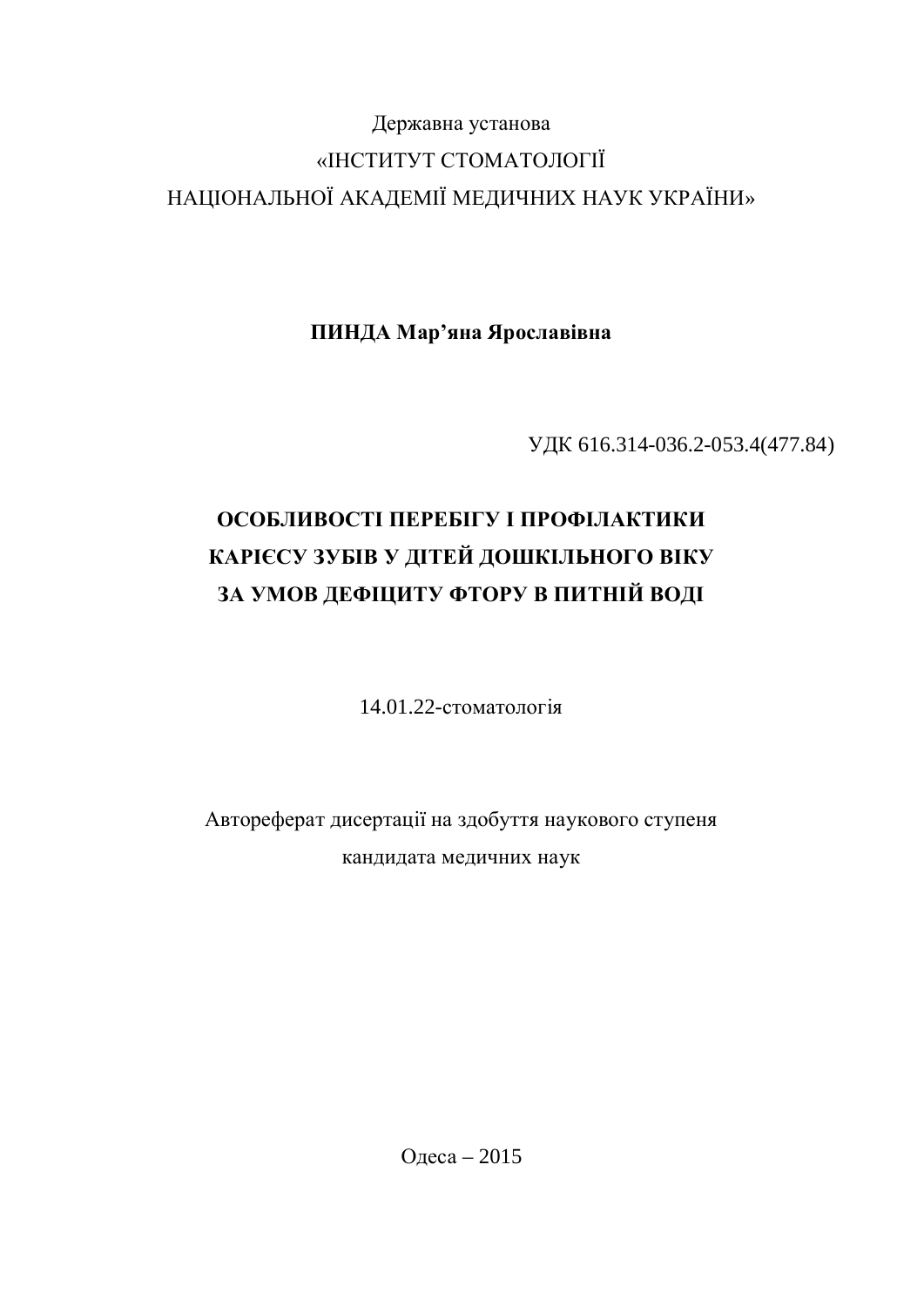Державна установа

«ІНСТИТУТ СТОМАТОЛОГІЇ

НАЦІОНАЛЬНОЇ АКАДЕМІЇ МЕДИЧНИХ НАУК УКРАЇНИ»

**ПИНДА Мар'яна Ярославівна**

УДК 616.314-036.2-053.4(477.84)

# ОСОБЛИВОСТІ ПЕРЕБІГУ І ПРОФІЛАКТИКИ КАРІЄСУ ЗУБІВ У ДІТЕЙ ДОШКІЛЬНОГО ВІКУ ЗА УМОВ ДЕФІЦИТУ ФТОРУ В ПИТНІЙ ВОДІ

14.01.22-стоматологія

Автореферат дисертації на здобуття наукового ступеня

кандидата медичних наук

Одеса – 2015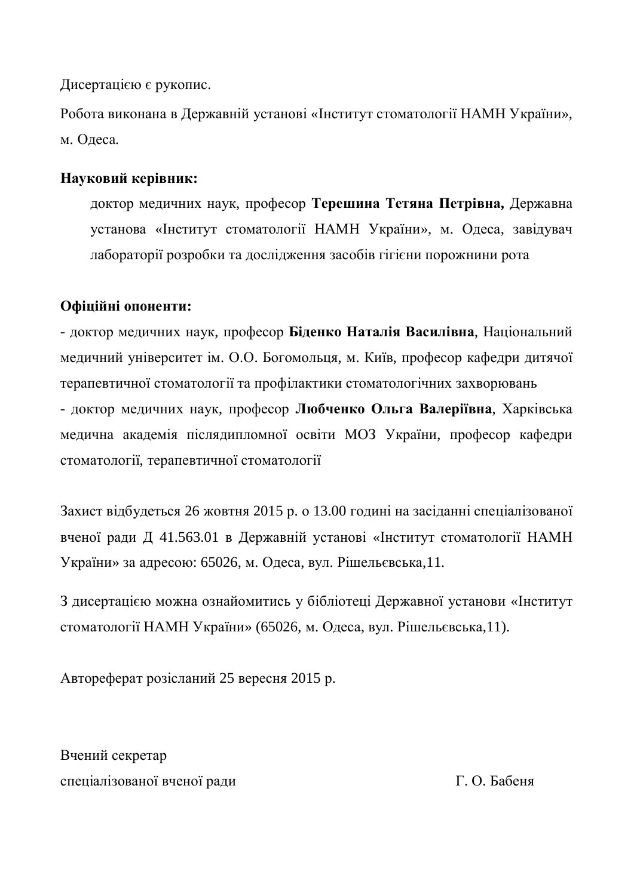Дисертацією є рукопис.

Робота виконана в Державній установі «Інститут стоматології НАМН України», м. Одеса.

**Науковий керівник:**

доктор медичних наук, професор **Терешина Тетяна Петрівна,** Державна установа «Інститут стоматології НАМН України», м. Одеса, завідувач лабораторії розробки та дослідження засобів гігієни порожнини рота

**Офіційні опоненти:**

- доктор медичних наук, професор **Біденко Наталія Василівна**, Національний медичний університет ім. О.О. Богомольця, м. Київ, професор кафедри дитячої терапевтичної стоматології та профілактики стоматологічних захворювань
- доктор медичних наук, професор **Любченко Ольга Валеріївна**, Харківська медична академія післядипломної освіти МОЗ України, професор кафедри стоматології, терапевтичної стоматології

Захист відбудеться 26 жовтня 2015 р. о 13.00 годині на засіданні спеціалізованої вченої ради Д 41.563.01 в Державній установі «Інститут стоматології НАМН України» за адресою: 65026, м. Одеса, вул. Рішельєвська,11.

З дисертацією можна ознайомитись у бібліотеці Державної установи «Інститут стоматології НАМН України» (65026, м. Одеса, вул. Рішельєвська,11).

Автореферат розісланий 25 вересня 2015 р.

Вчений секретар
спеціалізованої вченої ради Г. О. Бабеня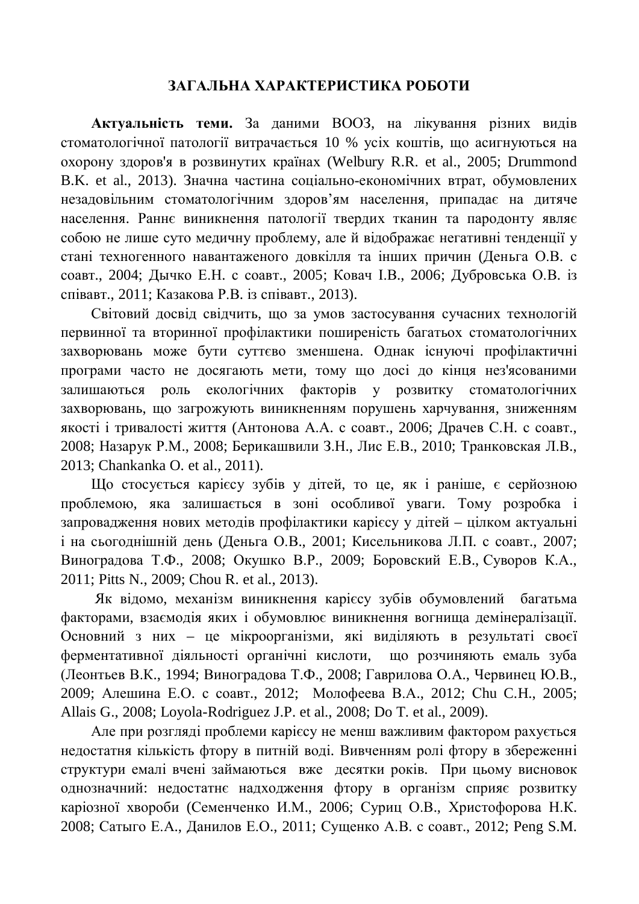## ЗАГАЛЬНА ХАРАКТЕРИСТИКА РОБОТИ

**Актуальність теми.** За даними ВООЗ, на лікування різних видів стоматологічної патології витрачається 10 % усіх коштів, що асигнуються на охорону здоров'я в розвинутих країнах (Welbury R.R. et al., 2005; Drummond B.K. et al., 2013). Значна частина соціально-економічних втрат, обумовлених незадовільним стоматологічним здоров'ям населення, припадає на дитяче населення. Раннє виникнення патології твердих тканин та пародонту являє собою не лише суто медичну проблему, але й відображає негативні тенденції у стані техногенного навантаженого довкілля та інших причин (Деньга О.В. с соавт., 2004; Дычко Е.Н. с соавт., 2005; Ковач І.В., 2006; Дубровська О.В. із співавт., 2011; Казакова Р.В. із співавт., 2013).

Світовий досвід свідчить, що за умов застосування сучасних технологій первинної та вторинної профілактики поширеність багатьох стоматологічних захворювань може бути суттєво зменшена. Однак існуючі профілактичні програми часто не досягають мети, тому що досі до кінця нез'ясованими залишаються роль екологічних факторів у розвитку стоматологічних захворювань, що загрожують виникненням порушень харчування, зниженням якості і тривалості життя (Антонова А.А. с соавт., 2006; Драчев С.Н. с соавт., 2008; Назарук Р.М., 2008; Берикашвили З.Н., Лис Е.В., 2010; Транковская Л.В., 2013; Chankanka O. et al., 2011).

Що стосується карієсу зубів у дітей, то це, як і раніше, є серйозною проблемою, яка залишається в зоні особливої уваги. Тому розробка і запровадження нових методів профілактики карієсу у дітей – цілком актуальні і на сьогоднішній день (Деньга О.В., 2001; Кисельникова Л.П. с соавт., 2007; Виноградова Т.Ф., 2008; Окушко В.Р., 2009; Боровский Е.В., Суворов К.А., 2011; Pitts N., 2009; Chou R. et al., 2013).

Як відомо, механізм виникнення карієсу зубів обумовлений багатьма факторами, взаємодія яких і обумовлює виникнення вогнища демінералізації. Основний з них – це мікроорганізми, які виділяють в результаті своєї ферментативної діяльності органічні кислоти, що розчиняють емаль зуба (Леонтьев В.К., 1994; Виноградова Т.Ф., 2008; Гаврилова О.А., Червинец Ю.В., 2009; Алешина Е.О. с соавт., 2012; Молофеева В.А., 2012; Chu C.H., 2005; Allais G., 2008; Loyola-Rodriguez J.P. et al., 2008; Do T. et al., 2009).

Але при розгляді проблеми карієсу не менш важливим фактором рахується недостатня кількість фтору в питній воді. Вивченням ролі фтору в збереженні структури емалі вчені займаються вже десятки років. При цьому висновок однозначний: недостатнє надходження фтору в організм сприяє розвитку каріозної хвороби (Семенченко И.М., 2006; Суриц О.В., Христофорова Н.К. 2008; Сатыго Е.А., Данилов Е.О., 2011; Сущенко А.В. с соавт., 2012; Peng S.M.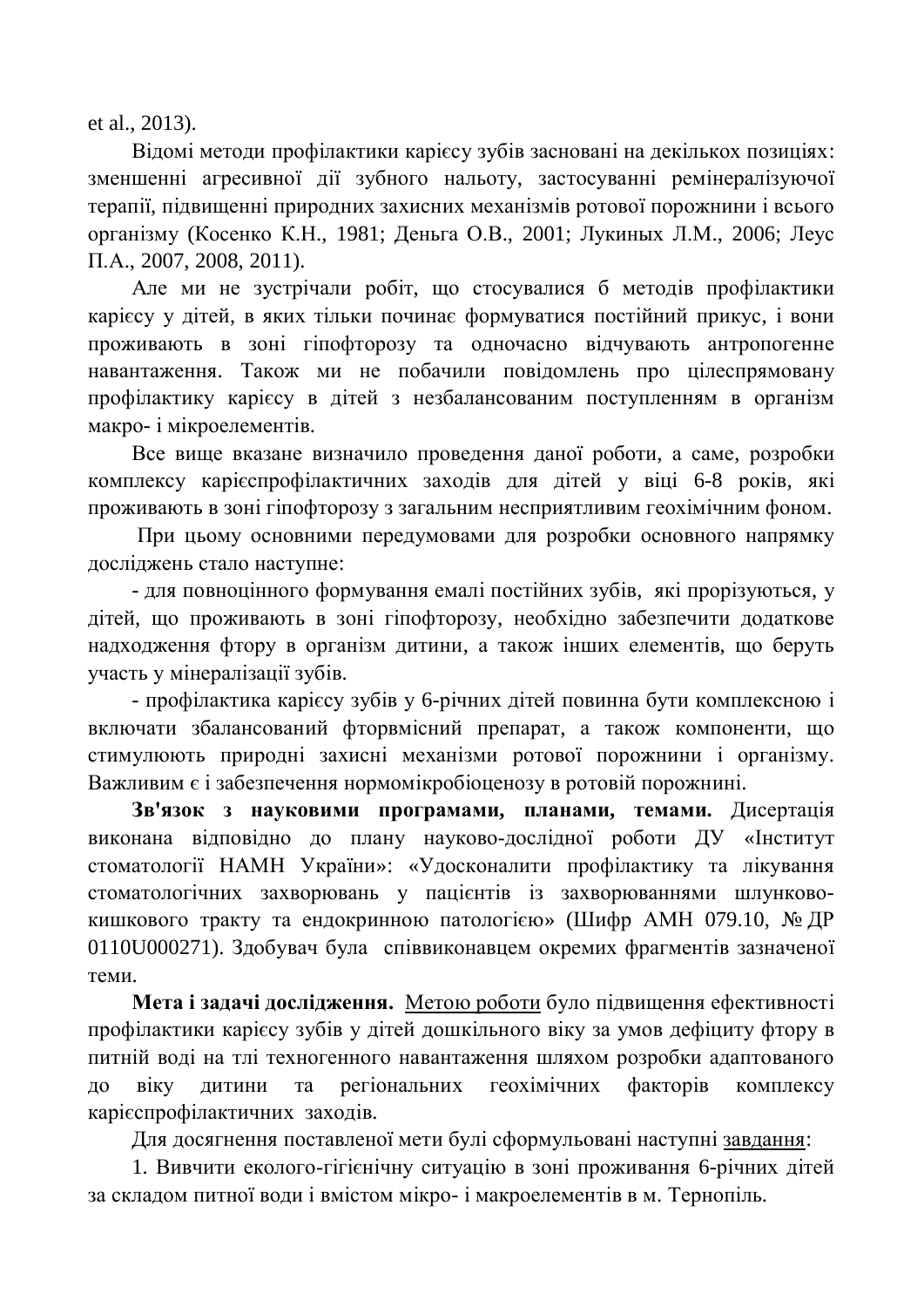et al., 2013).

Відомі методи профілактики карієсу зубів засновані на декількох позиціях: зменшенні агресивної дії зубного нальоту, застосуванні ремінералізуючої терапії, підвищенні природних захисних механізмів ротової порожнини і всього організму (Косенко К.Н., 1981; Деньга О.В., 2001; Лукиных Л.М., 2006; Леус П.А., 2007, 2008, 2011).

Але ми не зустрічали робіт, що стосувалися б методів профілактики карієсу у дітей, в яких тільки починає формуватися постійний прикус, і вони проживають в зоні гіпофторозу та одночасно відчувають антропогенне навантаження. Також ми не побачили повідомлень про цілеспрямовану профілактику карієсу в дітей з незбалансованим поступленням в організм макро- і мікроелементів.

Все вище вказане визначило проведення даної роботи, а саме, розробки комплексу карієспрофілактичних заходів для дітей у віці 6-8 років, які проживають в зоні гіпофторозу з загальним несприятливим геохімічним фоном.

При цьому основними передумовами для розробки основного напрямку досліджень стало наступне:

- для повноцінного формування емалі постійних зубів, які прорізуються, у дітей, що проживають в зоні гіпофторозу, необхідно забезпечити додаткове надходження фтору в організм дитини, а також інших елементів, що беруть участь у мінералізації зубів.

- профілактика карієсу зубів у 6-річних дітей повинна бути комплексною і включати збалансований фторвмісний препарат, а також компоненти, що стимулюють природні захисні механізми ротової порожнини і організму. Важливим є і забезпечення нормомікробіоценозу в ротовій порожнині.

**Зв'язок з науковими програмами, планами, темами.** Дисертація виконана відповідно до плану науково-дослідної роботи ДУ «Інститут стоматології НАМН України»: «Удосконалити профілактику та лікування стоматологічних захворювань у пацієнтів із захворюваннями шлунково-кишкового тракту та ендокринною патологією» (Шифр АМН 079.10, № ДР 0110U000271). Здобувач була співвиконавцем окремих фрагментів зазначеної теми.

**Мета і задачі дослідження.** Метою роботи було підвищення ефективності профілактики карієсу зубів у дітей дошкільного віку за умов дефіциту фтору в питній воді на тлі техногенного навантаження шляхом розробки адаптованого до віку дитини та регіональних геохімічних факторів комплексу карієспрофілактичних заходів.

Для досягнення поставленої мети булі сформульовані наступні завдання:

1. Вивчити еколого-гігієнічну ситуацію в зоні проживання 6-річних дітей за складом питної води і вмістом мікро- і макроелементів в м. Тернопіль.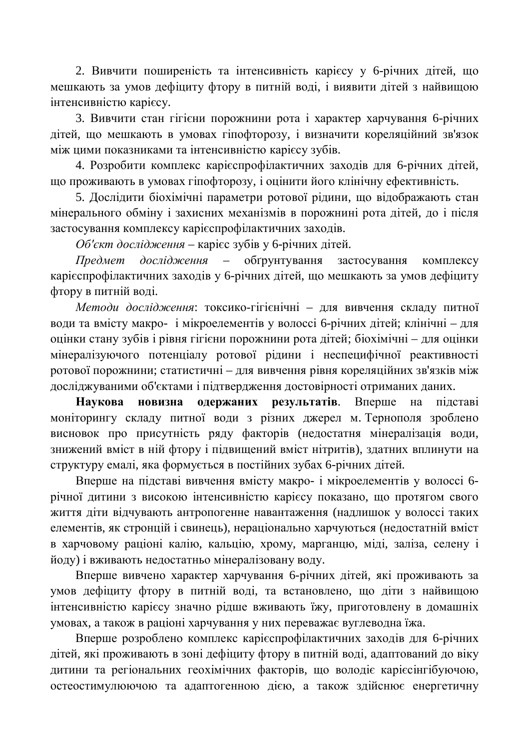2. Вивчити поширеність та інтенсивність карієсу у 6-річних дітей, що мешкають за умов дефіциту фтору в питній воді, і виявити дітей з найвищою інтенсивністю карієсу.

3. Вивчити стан гігієни порожнини рота і характер харчування 6-річних дітей, що мешкають в умовах гіпофторозу, і визначити кореляційний зв'язок між цими показниками та інтенсивністю карієсу зубів.

4. Розробити комплекс карієспрофілактичних заходів для 6-річних дітей, що проживають в умовах гіпофторозу, і оцінити його клінічну ефективність.

5. Дослідити біохімічні параметри ротової рідини, що відображають стан мінерального обміну і захисних механізмів в порожнині рота дітей, до і після застосування комплексу карієспрофілактичних заходів.

*Об'єкт дослідження* – карієс зубів у 6-річних дітей.

*Предмет дослідження* – обґрунтування застосування комплексу карієспрофілактичних заходів у 6-річних дітей, що мешкають за умов дефіциту фтору в питній воді.

*Методи дослідження*: токсико-гігієнічні – для вивчення складу питної води та вмісту макро- і мікроелементів у волоссі 6-річних дітей; клінічні – для оцінки стану зубів і рівня гігієни порожнини рота дітей; біохімічні – для оцінки мінералізуючого потенціалу ротової рідини і неспецифічної реактивності ротової порожнини; статистичні – для вивчення рівня кореляційних зв'язків між досліджуваними об'єктами і підтвердження достовірності отриманих даних.

**Наукова новизна одержаних результатів**. Вперше на підставі моніторингу складу питної води з різних джерел м. Тернополя зроблено висновок про присутність ряду факторів (недостатня мінералізація води, знижений вміст в ній фтору і підвищений вміст нітритів), здатних вплинути на структуру емалі, яка формується в постійних зубах 6-річних дітей.

Вперше на підставі вивчення вмісту макро- і мікроелементів у волоссі 6-річної дитини з високою інтенсивністю карієсу показано, що протягом свого життя діти відчувають антропогенне навантаження (надлишок у волоссі таких елементів, як стронцій і свинець), нераціонально харчуються (недостатній вміст в харчовому раціоні калію, кальцію, хрому, марганцю, міді, заліза, селену і йоду) і вживають недостатньо мінералізовану воду.

Вперше вивчено характер харчування 6-річних дітей, які проживають за умов дефіциту фтору в питній воді, та встановлено, що діти з найвищою інтенсивністю карієсу значно рідше вживають їжу, приготовлену в домашніх умовах, а також в раціоні харчування у них переважає вуглеводна їжа.

Вперше розроблено комплекс карієспрофілактичних заходів для 6-річних дітей, які проживають в зоні дефіциту фтору в питній воді, адаптований до віку дитини та регіональних геохімічних факторів, що володіє карієсінгібуючою, остеостимулюючою та адаптогенною дією, а також здійснює енергетичну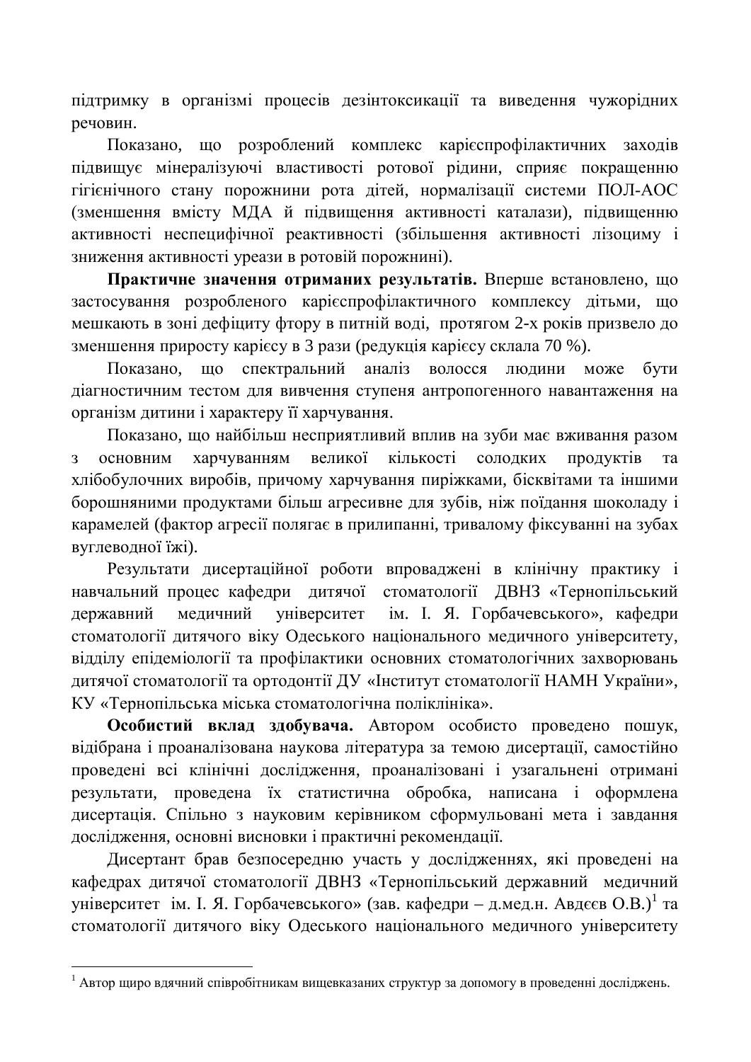підтримку в організмі процесів дезінтоксикації та виведення чужорідних речовин.

Показано, що розроблений комплекс карієспрофілактичних заходів підвищує мінералізуючі властивості ротової рідини, сприяє покращенню гігієнічного стану порожнини рота дітей, нормалізації системи ПОЛ-АОС (зменшення вмісту МДА й підвищення активності каталази), підвищенню активності неспецифічної реактивності (збільшення активності лізоциму і зниження активності уреази в ротовій порожнині).

**Практичне значення отриманих результатів.** Вперше встановлено, що застосування розробленого карієспрофілактичного комплексу дітьми, що мешкають в зоні дефіциту фтору в питній воді, протягом 2-х років призвело до зменшення приросту карієсу в 3 рази (редукція карієсу склала 70 %).

Показано, що спектральний аналіз волосся людини може бути діагностичним тестом для вивчення ступеня антропогенного навантаження на організм дитини і характеру її харчування.

Показано, що найбільш несприятливий вплив на зуби має вживання разом з основним харчуванням великої кількості солодких продуктів та хлібобулочних виробів, причому харчування пиріжками, бісквітами та іншими борошняними продуктами більш агресивне для зубів, ніж поїдання шоколаду і карамелей (фактор агресії полягає в прилипанні, тривалому фіксуванні на зубах вуглеводної їжі).

Результати дисертаційної роботи впроваджені в клінічну практику і навчальний процес кафедри дитячої стоматології ДВНЗ «Тернопільський державний медичний університет ім. І. Я. Горбачевського», кафедри стоматології дитячого віку Одеського національного медичного університету, відділу епідеміології та профілактики основних стоматологічних захворювань дитячої стоматології та ортодонтії ДУ «Інститут стоматології НАМН України», КУ «Тернопільська міська стоматологічна поліклініка».

**Особистий вклад здобувача.** Автором особисто проведено пошук, відібрана і проаналізована наукова література за темою дисертації, самостійно проведені всі клінічні дослідження, проаналізовані і узагальнені отримані результати, проведена їх статистична обробка, написана і оформлена дисертація. Спільно з науковим керівником сформульовані мета і завдання дослідження, основні висновки і практичні рекомендації.

Дисертант брав безпосередню участь у дослідженнях, які проведені на кафедрах дитячої стоматології ДВНЗ «Тернопільський державний медичний університет ім. І. Я. Горбачевського» (зав. кафедри – д.мед.н. Авдєєв О.В.)[1] та стоматології дитячого віку Одеського національного медичного університету

---

[1] Автор щиро вдячний співробітникам вищевказаних структур за допомогу в проведенні досліджень.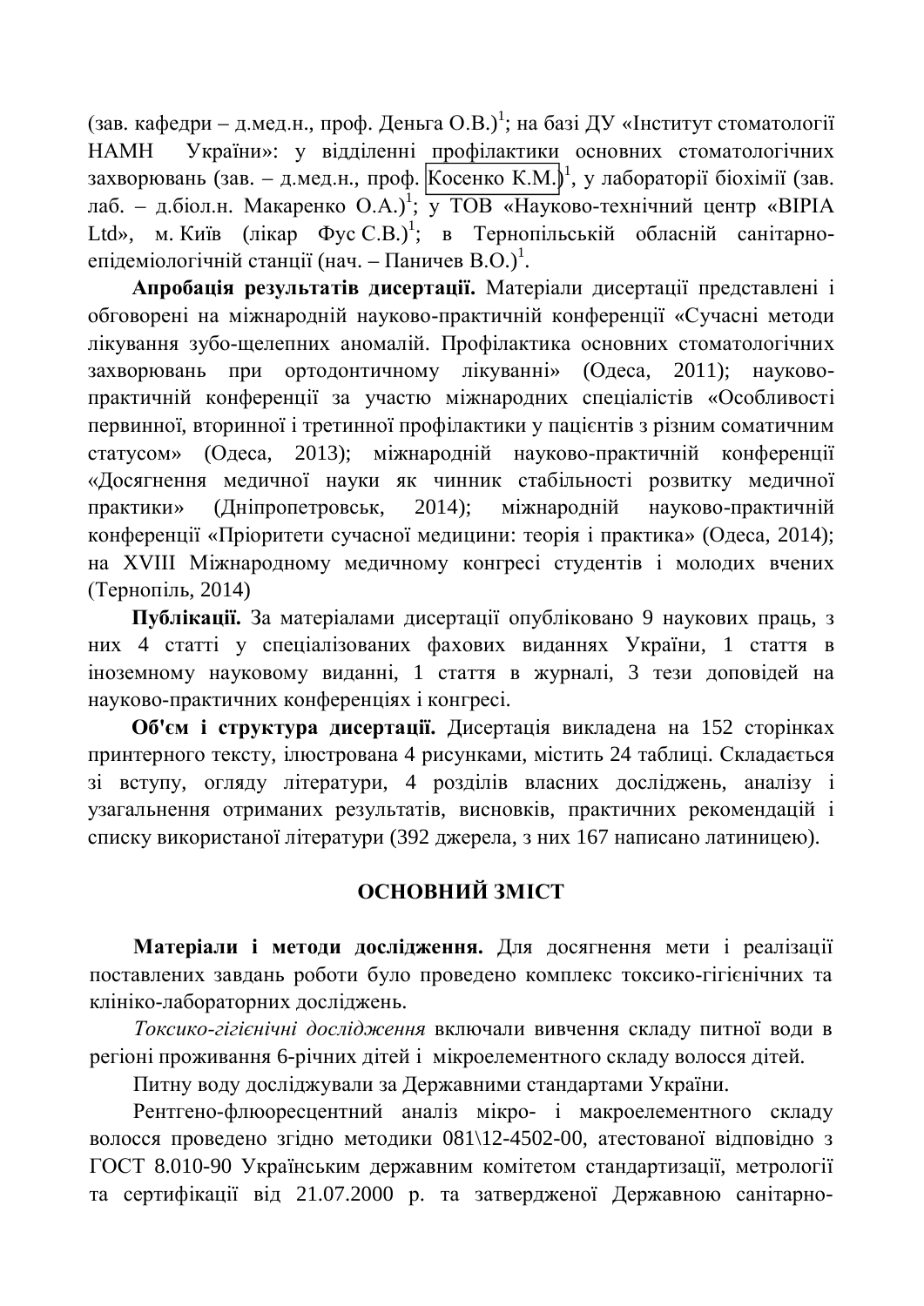(зав. кафедри – д.мед.н., проф. Деньга О.В.)[1]; на базі ДУ «Інститут стоматології НАМН України»: у відділенні профілактики основних стоматологічних захворювань (зав. – д.мед.н., проф. Косенко К.М.)[1], у лабораторії біохімії (зав. лаб. – д.біол.н. Макаренко О.А.)[1]; у ТОВ «Науково-технічний центр «ВІРІА Ltd», м. Київ (лікар Фус С.В.)[1]; в Тернопільській обласній санітарно-епідеміологічній станції (нач. – Паничев В.О.)[1].

**Апробація результатів дисертації.** Матеріали дисертації представлені і обговорені на міжнародній науково-практичній конференції «Сучасні методи лікування зубо-щелепних аномалій. Профілактика основних стоматологічних захворювань при ортодонтичному лікуванні» (Одеса, 2011); науково-практичній конференції за участю міжнародних спеціалістів «Особливості первинної, вторинної і третинної профілактики у пацієнтів з різним соматичним статусом» (Одеса, 2013); міжнародній науково-практичній конференції «Досягнення медичної науки як чинник стабільності розвитку медичної практики» (Дніпропетровськ, 2014); міжнародній науково-практичній конференції «Пріоритети сучасної медицини: теорія і практика» (Одеса, 2014); на XVIII Міжнародному медичному конгресі студентів і молодих вчених (Тернопіль, 2014)

**Публікації.** За матеріалами дисертації опубліковано 9 наукових праць, з них 4 статті у спеціалізованих фахових виданнях України, 1 стаття в іноземному науковому виданні, 1 стаття в журналі, 3 тези доповідей на науково-практичних конференціях і конгресі.

**Об'єм і структура дисертації.** Дисертація викладена на 152 сторінках принтерного тексту, ілюстрована 4 рисунками, містить 24 таблиці. Складається зі вступу, огляду літератури, 4 розділів власних досліджень, аналізу і узагальнення отриманих результатів, висновків, практичних рекомендацій і списку використаної літератури (392 джерела, з них 167 написано латиницею).

## ОСНОВНИЙ ЗМІСТ

**Матеріали і методи дослідження.** Для досягнення мети і реалізації поставлених завдань роботи було проведено комплекс токсико-гігієнічних та клініко-лабораторних досліджень.

*Токсико-гігієнічні дослідження* включали вивчення складу питної води в регіоні проживання 6-річних дітей і мікроелементного складу волосся дітей.

Питну воду досліджували за Державними стандартами України.

Рентгено-флюоресцентний аналіз мікро- і макроелементного складу волосся проведено згідно методики 081\12-4502-00, атестованої відповідно з ГОСТ 8.010-90 Українським державним комітетом стандартизації, метрології та сертифікації від 21.07.2000 р. та затвердженої Державною санітарно-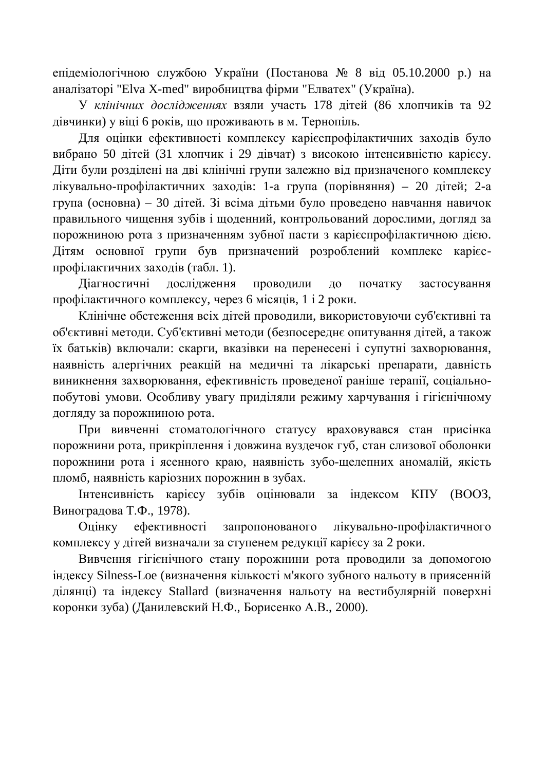епідеміологічною службою України (Постанова № 8 від 05.10.2000 р.) на аналізаторі "Elva X-med" виробництва фірми "Елватех" (Україна).

У *клінічних дослідженнях* взяли участь 178 дітей (86 хлопчиків та 92 дівчинки) у віці 6 років, що проживають в м. Тернопіль.

Для оцінки ефективності комплексу карієспрофілактичних заходів було вибрано 50 дітей (31 хлопчик і 29 дівчат) з високою інтенсивністю карієсу. Діти були розділені на дві клінічні групи залежно від призначеного комплексу лікувально-профілактичних заходів: 1-а група (порівняння) – 20 дітей; 2-а група (основна) – 30 дітей. Зі всіма дітьми було проведено навчання навичок правильного чищення зубів і щоденний, контрольований дорослими, догляд за порожниною рота з призначенням зубної пасти з карієспрофілактичною дією. Дітям основної групи був призначений розроблений комплекс карієс-профілактичних заходів (табл. 1).

Діагностичні дослідження проводили до початку застосування профілактичного комплексу, через 6 місяців, 1 і 2 роки.

Клінічне обстеження всіх дітей проводили, використовуючи суб'єктивні та об'єктивні методи. Суб'єктивні методи (безпосереднє опитування дітей, а також їх батьків) включали: скарги, вказівки на перенесені і супутні захворювання, наявність алергічних реакцій на медичні та лікарські препарати, давність виникнення захворювання, ефективність проведеної раніше терапії, соціально-побутові умови. Особливу увагу приділяли режиму харчування і гігієнічному догляду за порожниною рота.

При вивченні стоматологічного статусу враховувався стан присінка порожнини рота, прикріплення і довжина вуздечок губ, стан слизової оболонки порожнини рота і ясенного краю, наявність зубо-щелепних аномалій, якість пломб, наявність каріозних порожнин в зубах.

Інтенсивність карієсу зубів оцінювали за індексом КПУ (ВООЗ, Виноградова Т.Ф., 1978).

Оцінку ефективності запропонованого лікувально-профілактичного комплексу у дітей визначали за ступенем редукції карієсу за 2 роки.

Вивчення гігієнічного стану порожнини рота проводили за допомогою індексу Silness-Loe (визначення кількості м'якого зубного нальоту в приясенній ділянці) та індексу Stallard (визначення нальоту на вестибулярній поверхні коронки зуба) (Данилевский Н.Ф., Борисенко А.В., 2000).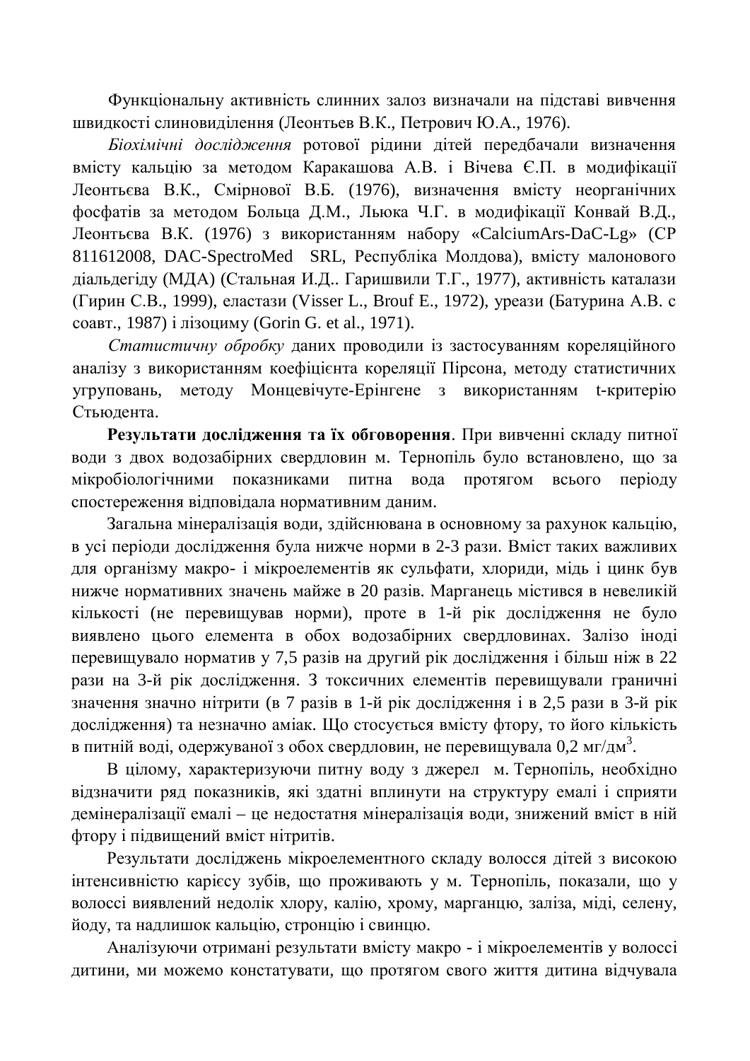Функціональну активність слинних залоз визначали на підставі вивчення швидкості слиновиділення (Леонтьев В.К., Петрович Ю.А., 1976).

*Біохімічні дослідження* ротової рідини дітей передбачали визначення вмісту кальцію за методом Каракашова А.В. і Вічева Є.П. в модифікації Леонтьєва В.К., Смірнової В.Б. (1976), визначення вмісту неорганічних фосфатів за методом Больца Д.М., Льюка Ч.Г. в модифікації Конвай В.Д., Леонтьєва В.К. (1976) з використанням набору «CalciumArs-DaC-Lg» (CP 811612008, DAC-SpectroMed SRL, Республіка Молдова), вмісту малонового діальдегіду (МДА) (Стальная И.Д.. Гаришвили Т.Г., 1977), активність каталази (Гирин С.В., 1999), еластази (Visser L., Brouf E., 1972), уреази (Батурина А.В. с соавт., 1987) і лізоциму (Gorin G. et al., 1971).

*Статистичну обробку* даних проводили із застосуванням кореляційного аналізу з використанням коефіцієнта кореляції Пірсона, методу статистичних угруповань, методу Монцевічуте-Ерінгене з використанням t-критерію Стьюдента.

**Результати дослідження та їх обговорення**. При вивченні складу питної води з двох водозабірних свердловин м. Тернопіль було встановлено, що за мікробіологічними показниками питна вода протягом всього періоду спостереження відповідала нормативним даним.

Загальна мінералізація води, здійснювана в основному за рахунок кальцію, в усі періоди дослідження була нижче норми в 2-3 рази. Вміст таких важливих для організму макро- і мікроелементів як сульфати, хлориди, мідь і цинк був нижче нормативних значень майже в 20 разів. Марганець містився в невеликій кількості (не перевищував норми), проте в 1-й рік дослідження не було виявлено цього елемента в обох водозабірних свердловинах. Залізо іноді перевищувало норматив у 7,5 разів на другий рік дослідження і більш ніж в 22 рази на 3-й рік дослідження. З токсичних елементів перевищували граничні значення значно нітрити (в 7 разів в 1-й рік дослідження і в 2,5 рази в 3-й рік дослідження) та незначно аміак. Що стосується вмісту фтору, то його кількість в питній воді, одержуваної з обох свердловин, не перевищувала 0,2 мг/дм$^3$.

В цілому, характеризуючи питну воду з джерел м. Тернопіль, необхідно відзначити ряд показників, які здатні вплинути на структуру емалі і сприяти демінералізації емалі – це недостатня мінералізація води, знижений вміст в ній фтору і підвищений вміст нітритів.

Результати досліджень мікроелементного складу волосся дітей з високою інтенсивністю карієсу зубів, що проживають у м. Тернопіль, показали, що у волоссі виявлений недолік хлору, калію, хрому, марганцю, заліза, міді, селену, йоду, та надлишок кальцію, стронцію і свинцю.

Аналізуючи отримані результати вмісту макро - і мікроелементів у волоссі дитини, ми можемо констатувати, що протягом свого життя дитина відчувала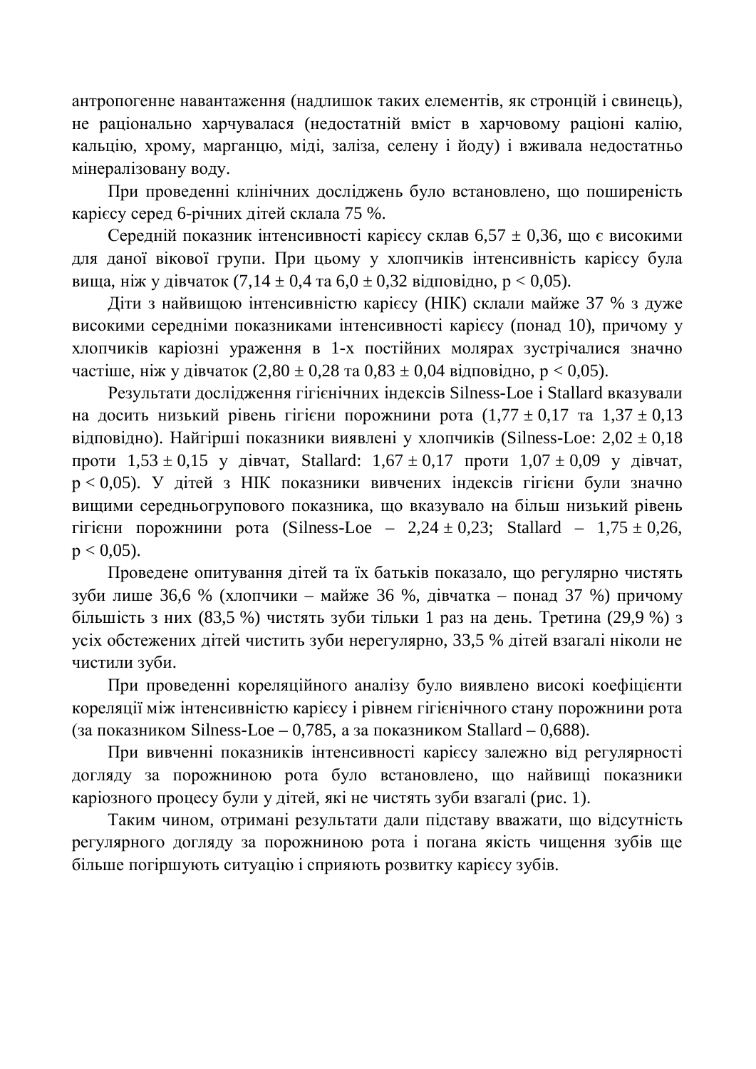антропогенне навантаження (надлишок таких елементів, як стронцій і свинець), не раціонально харчувалася (недостатній вміст в харчовому раціоні калію, кальцію, хрому, марганцю, міді, заліза, селену і йоду) і вживала недостатньо мінералізовану воду.

При проведенні клінічних досліджень було встановлено, що поширеність карієсу серед 6-річних дітей склала 75 %.

Середній показник інтенсивності карієсу склав $6{,}57 \pm 0{,}36$, що є високими для даної вікової групи. При цьому у хлопчиків інтенсивність карієсу була вища, ніж у дівчаток ($7{,}14 \pm 0{,}4$ та $6{,}0 \pm 0{,}32$ відповідно, $p < 0{,}05$).

Діти з найвищою інтенсивністю карієсу (НІК) склали майже 37 % з дуже високими середніми показниками інтенсивності карієсу (понад 10), причому у хлопчиків каріозні ураження в 1-х постійних молярах зустрічалися значно частіше, ніж у дівчаток ($2{,}80 \pm 0{,}28$ та $0{,}83 \pm 0{,}04$ відповідно, $p < 0{,}05$).

Результати дослідження гігієнічних індексів Silness-Loe і Stallard вказували на досить низький рівень гігієни порожнини рота ($1{,}77 \pm 0{,}17$ та $1{,}37 \pm 0{,}13$ відповідно). Найгірші показники виявлені у хлопчиків (Silness-Loe: $2{,}02 \pm 0{,}18$ проти $1{,}53 \pm 0{,}15$ у дівчат, Stallard: $1{,}67 \pm 0{,}17$ проти $1{,}07 \pm 0{,}09$ у дівчат, $p < 0{,}05$). У дітей з НІК показники вивчених індексів гігієни були значно вищими середньогрупового показника, що вказувало на більш низький рівень гігієни порожнини рота (Silness-Loe – $2{,}24 \pm 0{,}23$; Stallard – $1{,}75 \pm 0{,}26$, $p < 0{,}05$).

Проведене опитування дітей та їх батьків показало, що регулярно чистять зуби лише 36,6 % (хлопчики – майже 36 %, дівчатка – понад 37 %) причому більшість з них (83,5 %) чистять зуби тільки 1 раз на день. Третина (29,9 %) з усіх обстежених дітей чистить зуби нерегулярно, 33,5 % дітей взагалі ніколи не чистили зуби.

При проведенні кореляційного аналізу було виявлено високі коефіцієнти кореляції між інтенсивністю карієсу і рівнем гігієнічного стану порожнини рота (за показником Silness-Loe – 0,785, а за показником Stallard – 0,688).

При вивченні показників інтенсивності карієсу залежно від регулярності догляду за порожниною рота було встановлено, що найвищі показники каріозного процесу були у дітей, які не чистять зуби взагалі (рис. 1).

Таким чином, отримані результати дали підставу вважати, що відсутність регулярного догляду за порожниною рота і погана якість чищення зубів ще більше погіршують ситуацію і сприяють розвитку карієсу зубів.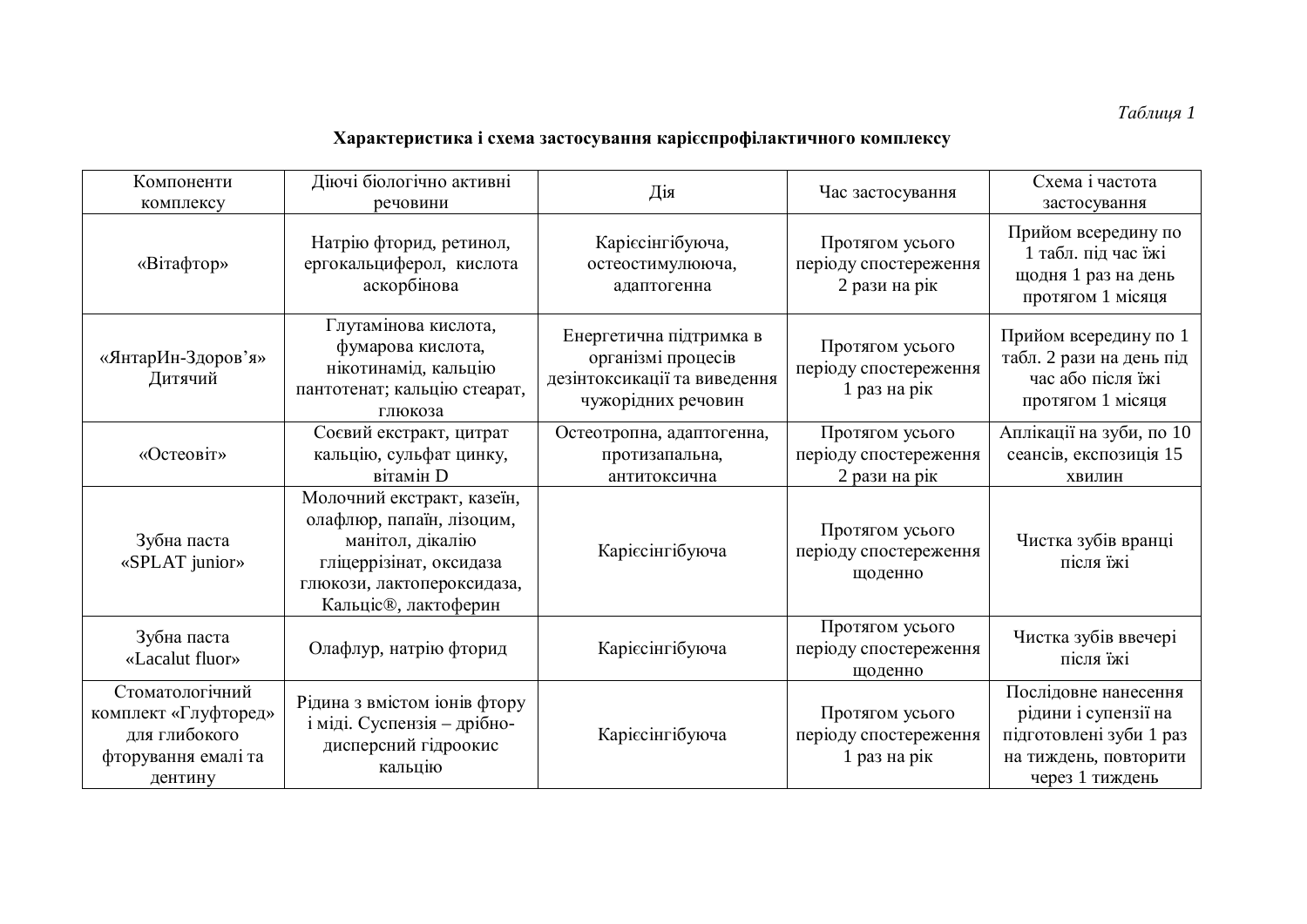*Таблиця 1*

**Характеристика і схема застосування каріспрофілактичного комплексу**

| Компоненти комплексу | Діючі біологічно активні речовини | Дія | Час застосування | Схема і частота застосування |
|---|---|---|---|---|
| «Вітафтор» | Натрію фторид, ретинол, ергокальциферол, кислота аскорбінова | Карієсінгібуюча, остеостимулююча, адаптогенна | Протягом усього періоду спостереження 2 рази на рік | Прийом всередину по 1 табл. під час їжі щодня 1 раз на день протягом 1 місяця |
| «ЯнтарИн-Здоров'я» Дитячий | Глутамінова кислота, фумарова кислота, нікотинамід, кальцію пантотенат; кальцію стеарат, глюкоза | Енергетична підтримка в організмі процесів дезинтоксикації та виведення чужорідних речовин | Протягом усього періоду спостереження 1 раз на рік | Прийом всередину по 1 табл. 2 рази на день під час або після їжі протягом 1 місяця |
| «Остеовіт» | Соєвий екстракт, цитрат кальцію, сульфат цинку, вітамін D | Остеотропна, адаптогенна, протизапальна, антитоксична | Протягом усього періоду спостереження 2 рази на рік | Аплікації на зуби, по 10 сеансів, експозиція 15 хвилин |
| Зубна паста «SPLAT junior» | Молочний екстракт, казеїн, олафлюр, папаїн, лізоцим, манітол, дікалію гліцеррізінат, оксидаза глюкози, лактопероксидаза, Кальціс®, лактоферин | Карієсінгібуюча | Протягом усього періоду спостереження щоденно | Чистка зубів вранці після їжі |
| Зубна паста «Lacalut fluor» | Олафлур, натрію фторид | Карієсінгібуюча | Протягом усього періоду спостереження щоденно | Чистка зубів ввечері після їжі |
| Стоматологічний комплект «Глуфторед» для глибокого фторування емалі та дентину | Рідина з вмістом іонів фтору і міді. Суспензія – дрібно-дисперсний гідроокис кальцію | Карієсінгібуюча | Протягом усього періоду спостереження 1 раз на рік | Послідовне нанесення рідини і супензії на підготовлені зуби 1 раз на тиждень, повторити через 1 тиждень |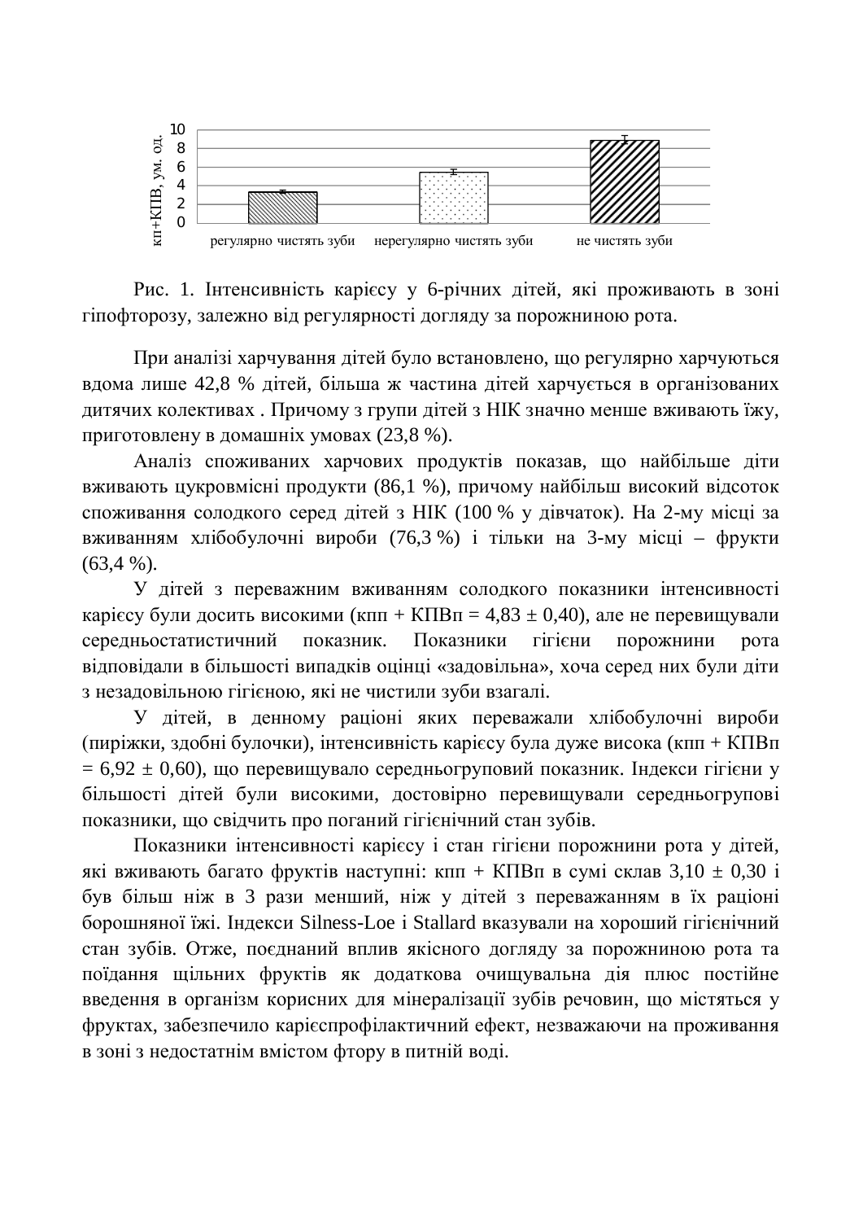Рис. 1. Інтенсивність карієсу у 6-річних дітей, які проживають в зоні гіпофторозу, залежно від регулярності догляду за порожниною рота.

При аналізі харчування дітей було встановлено, що регулярно харчуються вдома лише 42,8 % дітей, більша ж частина дітей харчується в організованих дитячих колективах . Причому з групи дітей з НІК значно менше вживають їжу, приготовлену в домашніх умовах (23,8 %).

Аналіз споживаних харчових продуктів показав, що найбільше діти вживають цукровмісні продукти (86,1 %), причому найбільш високий відсоток споживання солодкого серед дітей з НІК (100 % у дівчаток). На 2-му місці за вживанням хлібобулочні вироби (76,3 %) і тільки на 3-му місці – фрукти (63,4 %).

У дітей з переважним вживанням солодкого показники інтенсивності карієсу були досить високими (кпп + КПВп = 4,83 ± 0,40), але не перевищували середньостатистичний показник. Показники гігієни порожнини рота відповідали в більшості випадків оцінці «задовільна», хоча серед них були діти з незадовільною гігієною, які не чистили зуби взагалі.

У дітей, в денному раціоні яких переважали хлібобулочні вироби (пиріжки, здобні булочки), інтенсивність карієсу була дуже висока (кпп + КПВп = 6,92 ± 0,60), що перевищувало середньогруповий показник. Індекси гігієни у більшості дітей були високими, достовірно перевищували середньогрупові показники, що свідчить про поганий гігієнічний стан зубів.

Показники інтенсивності карієсу і стан гігієни порожнини рота у дітей, які вживають багато фруктів наступні: кпп + КПВп в сумі склав 3,10 ± 0,30 і був більш ніж в 3 рази менший, ніж у дітей з переваженням в їх раціоні борошняної їжі. Індекси Silness-Loe і Stallard вказували на хороший гігієнічний стан зубів. Отже, поєднаний вплив якісного догляду за порожниною рота та поїдання щільних фруктів як додаткова очищувальна дія плюс постійне введення в організм корисних для мінералізації зубів речовин, що містяться у фруктах, забезпечило карієспрофілактичний ефект, незважаючи на проживання в зоні з недостатнім вмістом фтору в питній воді.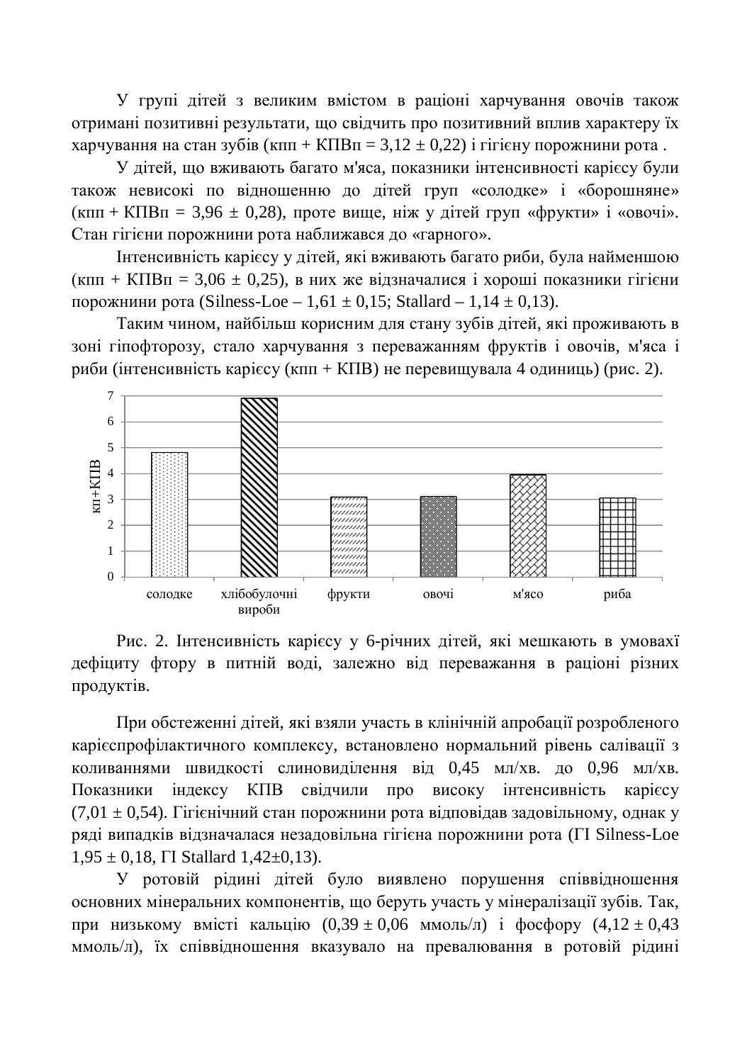У групі дітей з великим вмістом в раціоні харчування овочів також отримані позитивні результати, що свідчить про позитивний вплив характеру їх харчування на стан зубів (кпп + КПВп = 3,12 ± 0,22) і гігієну порожнини рота .

У дітей, що вживають багато м'яса, показники інтенсивності карієсу були також невисокі по відношенню до дітей груп «солодке» і «борошняне» (кпп + КПВп = 3,96 ± 0,28), проте вище, ніж у дітей груп «фрукти» і «овочі». Стан гігієни порожнини рота наближався до «гарного».

Інтенсивність карієсу у дітей, які вживають багато риби, була найменшою (кпп + КПВп = 3,06 ± 0,25), в них же відзначалися і хороші показники гігієни порожнини рота (Silness-Loe – 1,61 ± 0,15; Stallard – 1,14 ± 0,13).

Таким чином, найбільш корисним для стану зубів дітей, які проживають в зоні гіпофторозу, стало харчування з переважанням фруктів і овочів, м'яса і риби (інтенсивність карієсу (кпп + КПВ) не перевищувала 4 одиниць) (рис. 2).

Рис. 2. Інтенсивність карієсу у 6-річних дітей, які мешкають в умовахї дефіциту фтору в питній воді, залежно від переважання в раціоні різних продуктів.

При обстеженні дітей, які взяли участь в клінічній апробації розробленого карієспрофілактичного комплексу, встановлено нормальний рівень салівації з коливаннями швидкості слиновиділення від 0,45 мл/хв. до 0,96 мл/хв. Показники індексу КПВ свідчили про високу інтенсивність карієсу (7,01 ± 0,54). Гігієнічний стан порожнини рота відповідав задовільному, однак у ряді випадків відзначалася незадовільна гігієна порожнини рота (ГІ Silness-Loe 1,95 ± 0,18, ГІ Stallard 1,42±0,13).

У ротовій рідині дітей було виявлено порушення співвідношення основних мінеральних компонентів, що беруть участь у мінералізації зубів. Так, при низькому вмісті кальцію (0,39 ± 0,06 ммоль/л) і фосфору (4,12 ± 0,43 ммоль/л), їх співвідношення вказувало на превалювання в ротовій рідині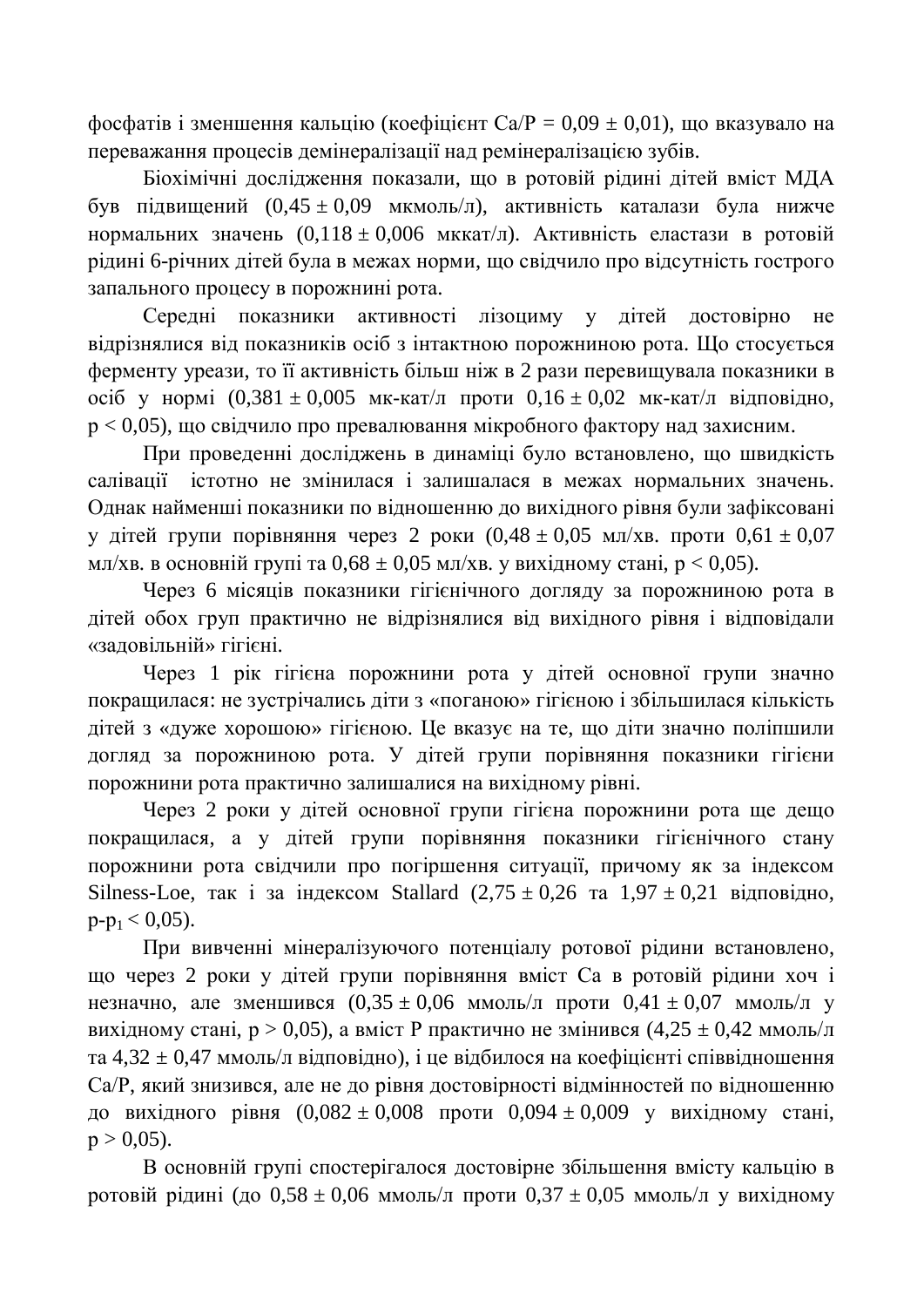фосфатів і зменшення кальцію (коефіцієнт Ca/P = 0,09 ± 0,01), що вказувало на переважання процесів демінералізації над ремінералізацією зубів.

Біохімічні дослідження показали, що в ротовій рідині дітей вміст МДА був підвищений (0,45 ± 0,09 мкмоль/л), активність каталази була нижче нормальних значень (0,118 ± 0,006 мккат/л). Активність еластази в ротовій рідині 6-річних дітей була в межах норми, що свідчило про відсутність гострого запального процесу в порожнині рота.

Середні показники активності лізоциму у дітей достовірно не відрізнялися від показників осіб з інтактною порожниною рота. Що стосується ферменту уреази, то її активність більш ніж в 2 рази перевищувала показники в осіб у нормі (0,381 ± 0,005 мк-кат/л проти 0,16 ± 0,02 мк-кат/л відповідно, $p < 0{,}05$), що свідчило про превалювання мікробного фактору над захисним.

При проведенні досліджень в динаміці було встановлено, що швидкість салівації істотно не змінилася і залишалася в межах нормальних значень. Однак найменші показники по відношенню до вихідного рівня були зафіксовані у дітей групи порівняння через 2 роки (0,48 ± 0,05 мл/хв. проти 0,61 ± 0,07 мл/хв. в основній групі та 0,68 ± 0,05 мл/хв. у вихідному стані, $p < 0{,}05$).

Через 6 місяців показники гігієнічного догляду за порожниною рота в дітей обох груп практично не відрізнялися від вихідного рівня і відповідали «задовільній» гігієні.

Через 1 рік гігієна порожнини рота у дітей основної групи значно покращилася: не зустрічались діти з «поганою» гігієною і збільшилася кількість дітей з «дуже хорошою» гігієною. Це вказує на те, що діти значно поліпшили догляд за порожниною рота. У дітей групи порівняння показники гігієни порожнини рота практично залишалися на вихідному рівні.

Через 2 роки у дітей основної групи гігієна порожнини рота ще дещо покращилася, а у дітей групи порівняння показники гігієнічного стану порожнини рота свідчили про погіршення ситуації, причому як за індексом Silness-Loe, так і за індексом Stallard (2,75 ± 0,26 та 1,97 ± 0,21 відповідно, $p\text{-}p_1 < 0{,}05$).

При вивченні мінералізуючого потенціалу ротової рідини встановлено, що через 2 роки у дітей групи порівняння вміст Ca в ротовій рідини хоч і незначно, але зменшився (0,35 ± 0,06 ммоль/л проти 0,41 ± 0,07 ммоль/л у вихідному стані, $p > 0{,}05$), а вміст P практично не змінився (4,25 ± 0,42 ммоль/л та 4,32 ± 0,47 ммоль/л відповідно), і це відбилося на коефіцієнті співвідношення Ca/P, який знизився, але не до рівня достовірності відмінностей по відношенню до вихідного рівня (0,082 ± 0,008 проти 0,094 ± 0,009 у вихідному стані, $p > 0{,}05$).

В основній групі спостерігалося достовірне збільшення вмісту кальцію в ротовій рідині (до 0,58 ± 0,06 ммоль/л проти 0,37 ± 0,05 ммоль/л у вихідному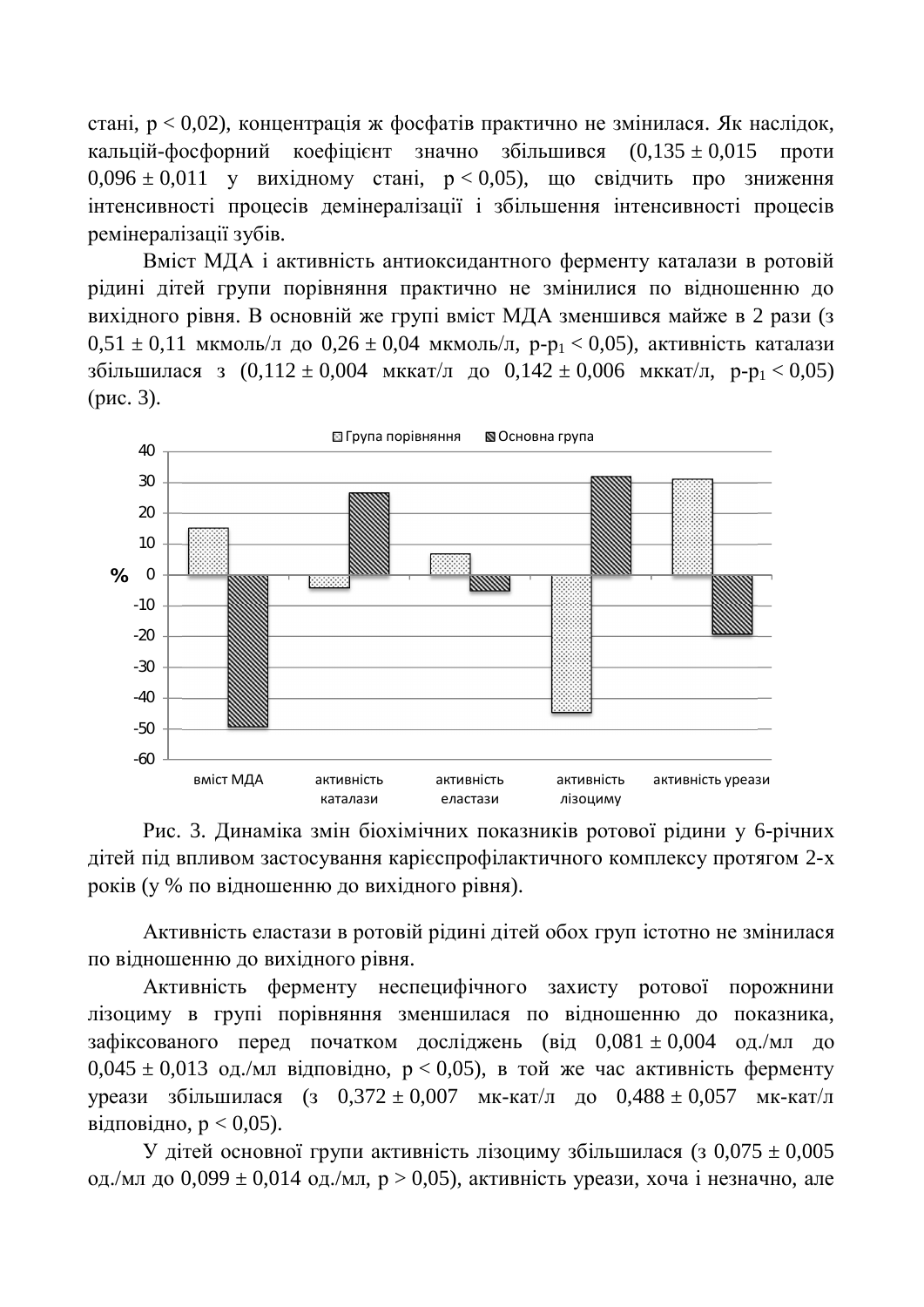стані, $p < 0,02$), концентрація ж фосфатів практично не змінилася. Як наслідок, кальцій-фосфорний коефіцієнт значно збільшився ($0,135 \pm 0,015$ проти $0,096 \pm 0,011$ у вихідному стані, $p < 0,05$), що свідчить про зниження інтенсивності процесів демінералізації і збільшення інтенсивності процесів ремінералізації зубів.

Вміст МДА і активність антиоксидантного ферменту каталази в ротовій рідині дітей групи порівняння практично не змінилися по відношенню до вихідного рівня. В основній же групі вміст МДА зменшився майже в 2 рази (з $0,51 \pm 0,11$ мкмоль/л до $0,26 \pm 0,04$ мкмоль/л, $p\text{-}p_1 < 0,05$), активність каталази збільшилася з ($0,112 \pm 0,004$ мккат/л до $0,142 \pm 0,006$ мккат/л, $p\text{-}p_1 < 0,05$) (рис. 3).

Рис. 3. Динаміка змін біохімічних показників ротової рідини у 6-річних дітей під впливом застосування карієспрофілактичного комплексу протягом 2-х років (у % по відношенню до вихідного рівня).

Активність еластази в ротовій рідині дітей обох груп істотно не змінилася по відношенню до вихідного рівня.

Активність ферменту неспецифічного захисту ротової порожнини лізоциму в групі порівняння зменшилася по відношенню до показника, зафіксованого перед початком досліджень (від $0,081 \pm 0,004$ од./мл до $0,045 \pm 0,013$ од./мл відповідно, $p < 0,05$), в той же час активність ферменту уреази збільшилася (з $0,372 \pm 0,007$ мк-кат/л до $0,488 \pm 0,057$ мк-кат/л відповідно, $p < 0,05$).

У дітей основної групи активність лізоциму збільшилася (з $0,075 \pm 0,005$ од./мл до $0,099 \pm 0,014$ од./мл, $p > 0,05$), активність уреази, хоча і незначно, але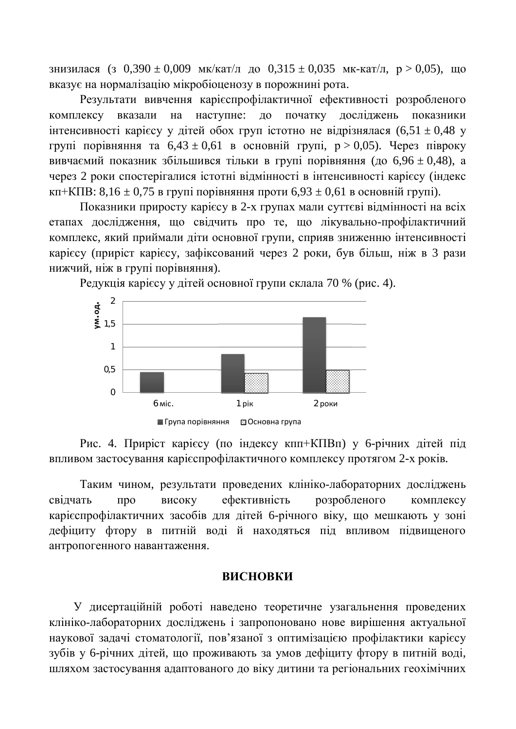знизилася (з $0{,}390 \pm 0{,}009$ мк/кат/л до $0{,}315 \pm 0{,}035$ мк-кат/л, $p > 0{,}05$), що вказує на нормалізацію мікробіоценозу в порожнині рота.

Результати вивчення карієспрофілактичної ефективності розробленого комплексу вказали на наступне: до початку досліджень показники інтенсивності карієсу у дітей обох груп істотно не відрізнялася ($6{,}51 \pm 0{,}48$ у групі порівняння та $6{,}43 \pm 0{,}61$ в основній групі, $p > 0{,}05$). Через півроку вивчаємий показник збільшився тільки в групі порівняння (до $6{,}96 \pm 0{,}48$), а через 2 роки спостерігалися істотні відмінності в інтенсивності карієсу (індекс кп+КПВ: $8{,}16 \pm 0{,}75$ в групі порівняння проти $6{,}93 \pm 0{,}61$ в основній групі).

Показники приросту карієсу в 2-х групах мали суттєві відмінності на всіх етапах дослідження, що свідчить про те, що лікувально-профілактичний комплекс, який приймали діти основної групи, сприяв зниженню інтенсивності карієсу (приріст карієсу, зафіксований через 2 роки, був більш, ніж в 3 рази нижчий, ніж в групі порівняння).

Редукція карієсу у дітей основної групи склала 70 % (рис. 4).

Рис. 4. Приріст карієсу (по індексу кпп+КПВп) у 6-річних дітей під впливом застосування карієспрофілактичного комплексу протягом 2-х років.

Таким чином, результати проведених клініко-лабораторних досліджень свідчать про високу ефективність розробленого комплексу карієспрофілактичних засобів для дітей 6-річного віку, що мешкають у зоні дефіциту фтору в питній воді й находяться під впливом підвищеного антропогенного навантаження.

## ВИСНОВКИ

У дисертаційній роботі наведено теоретичне узагальнення проведених клініко-лабораторних досліджень і запропоновано нове вирішення актуальної наукової задачі стоматології, пов'язаної з оптимізацією профілактики карієсу зубів у 6-річних дітей, що проживають за умов дефіциту фтору в питній воді, шляхом застосування адаптованого до віку дитини та регіональних геохімічних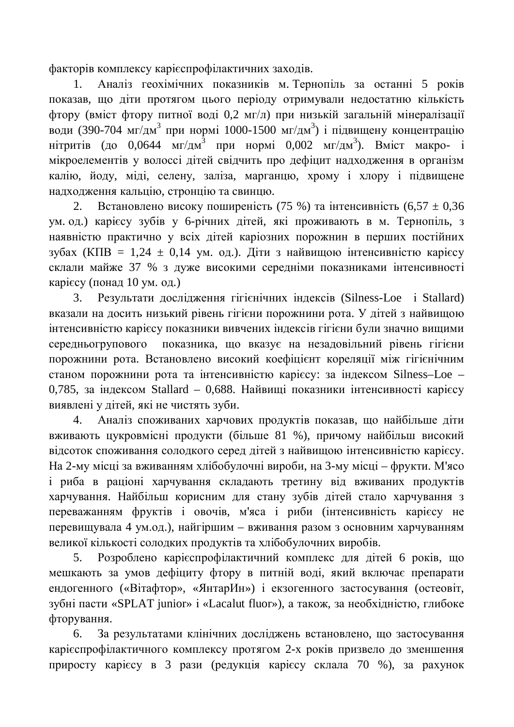факторів комплексу карієспрофілактичних заходів.

1. Аналіз геохімічних показників м. Тернопіль за останні 5 років показав, що діти протягом цього періоду отримували недостатню кількість фтору (вміст фтору питної воді 0,2 мг/л) при низькій загальній мінералізації води (390-704 мг/дм$^3$ при нормі 1000-1500 мг/дм$^3$) і підвищену концентрацію нітритів (до 0,0644 мг/дм$^3$ при нормі 0,002 мг/дм$^3$). Вміст макро- і мікроелементів у волоссі дітей свідчить про дефіцит надходження в організм калію, йоду, міді, селену, заліза, марганцю, хрому і хлору і підвищене надходження кальцію, стронцію та свинцю.

2. Встановлено високу поширеність (75 %) та інтенсивність (6,57 ± 0,36 ум. од.) карієсу зубів у 6-річних дітей, які проживають в м. Тернопіль, з наявністю практично у всіх дітей каріозних порожнин в перших постійних зубах (КПВ = 1,24 ± 0,14 ум. од.). Діти з найвищою інтенсивністю карієсу склали майже 37 % з дуже високими середніми показниками інтенсивності карієсу (понад 10 ум. од.)

3. Результати дослідження гігієнічних індексів (Silness-Loe і Stallard) вказали на досить низький рівень гігієни порожнини рота. У дітей з найвищою інтенсивністю карієсу показники вивчених індексів гігієни були значно вищими середньогрупового показника, що вказує на незадовільний рівень гігієни порожнини рота. Встановлено високий коефіцієнт кореляції між гігієнічним станом порожнини рота та інтенсивністю карієсу: за індексом Silness–Loe – 0,785, за індексом Stallard – 0,688. Найвищі показники інтенсивності карієсу виявлені у дітей, які не чистять зуби.

4. Аналіз споживаних харчових продуктів показав, що найбільше діти вживають цукровмісні продукти (більше 81 %), причому найбільш високий відсоток споживання солодкого серед дітей з найвищою інтенсивністю карієсу. На 2-му місці за вживанням хлібобулочні вироби, на 3-му місці – фрукти. М'ясо і риба в раціоні харчування складають третину від вживаних продуктів харчування. Найбільш корисним для стану зубів дітей стало харчування з переважанням фруктів і овочів, м'яса і риби (інтенсивність карієсу не перевищувала 4 ум.од.), найгіршим – вживання разом з основним харчуванням великої кількості солодких продуктів та хлібобулочних виробів.

5. Розроблено карієспрофілактичний комплекс для дітей 6 років, що мешкають за умов дефіциту фтору в питній воді, який включає препарати ендогенного («Вітафтор», «ЯнтарИн») і екзогенного застосування (остеовіт, зубні пасти «SPLAT junior» і «Lacalut fluor»), а також, за необхідністю, глибоке фторування.

6. За результатами клінічних досліджень встановлено, що застосування карієспрофілактичного комплексу протягом 2-х років призвело до зменшення приросту карієсу в 3 рази (редукція карієсу склала 70 %), за рахунок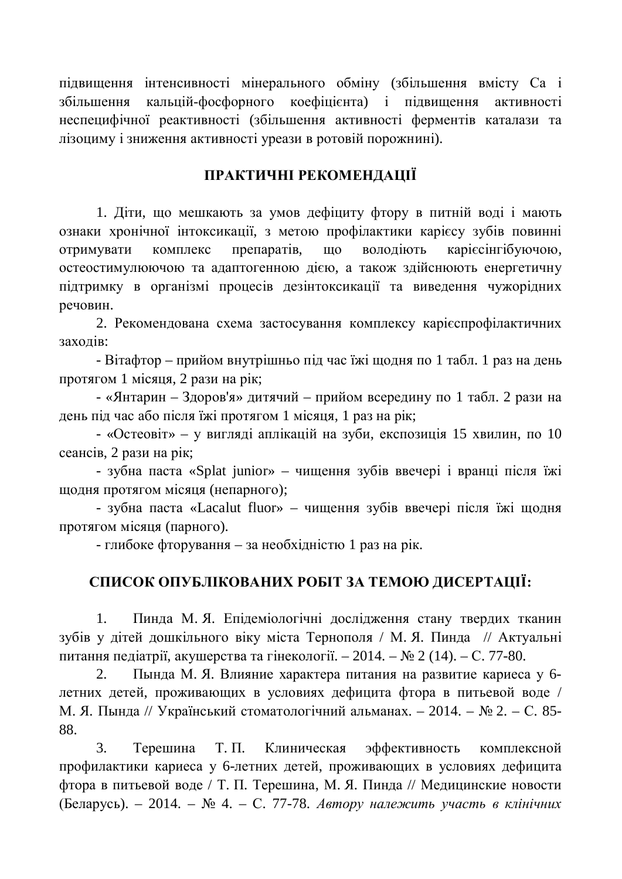підвищення інтенсивності мінерального обміну (збільшення вмісту Са і збільшення кальцій-фосфорного коефіцієнта) і підвищення активності неспецифічної реактивності (збільшення активності ферментів каталази та лізоциму і зниження активності уреази в ротовій порожнині).

## ПРАКТИЧНІ РЕКОМЕНДАЦІЇ

1. Діти, що мешкають за умов дефіциту фтору в питній воді і мають ознаки хронічної інтоксикації, з метою профілактики карієсу зубів повинні отримувати комплекс препаратів, що володіють карієсінгібуючою, остеостимулюючою та адаптогенною дією, а також здійснюють енергетичну підтримку в організмі процесів дезінтоксикації та виведення чужорідних речовин.

2. Рекомендована схема застосування комплексу карієспрофілактичних заходів:

- Вітафтор – прийом внутрішньо під час їжі щодня по 1 табл. 1 раз на день протягом 1 місяця, 2 рази на рік;
- «Янтарин – Здоров'я» дитячий – прийом всередину по 1 табл. 2 рази на день під час або після їжі протягом 1 місяця, 1 раз на рік;
- «Остеовіт» – у вигляді аплікацій на зуби, експозиція 15 хвилин, по 10 сеансів, 2 рази на рік;
- зубна паста «Splat junior» – чищення зубів ввечері і вранці після їжі щодня протягом місяця (непарного);
- зубна паста «Lacalut fluor» – чищення зубів ввечері після їжі щодня протягом місяця (парного).
- глибоке фторування – за необхідністю 1 раз на рік.

## СПИСОК ОПУБЛІКОВАНИХ РОБІТ ЗА ТЕМОЮ ДИСЕРТАЦІЇ:

1. Пинда М. Я. Епідеміологічні дослідження стану твердих тканин зубів у дітей дошкільного віку міста Тернополя / М. Я. Пинда // Актуальні питання педіатрії, акушерства та гінекології. – 2014. – № 2 (14). – С. 77-80.

2. Пында М. Я. Влияние характера питания на развитие кариеса у 6-летних детей, проживающих в условиях дефицита фтора в питьевой воде / М. Я. Пында // Український стоматологічний альманах. – 2014. – № 2. – С. 85-88.

3. Терешина Т. П. Клиническая эффективность комплексной профилактики кариеса у 6-летних детей, проживающих в условиях дефицита фтора в питьевой воде / Т. П. Терешина, М. Я. Пында // Медицинские новости (Беларусь). – 2014. – № 4. – С. 77-78. *Автору належить участь в клінічних*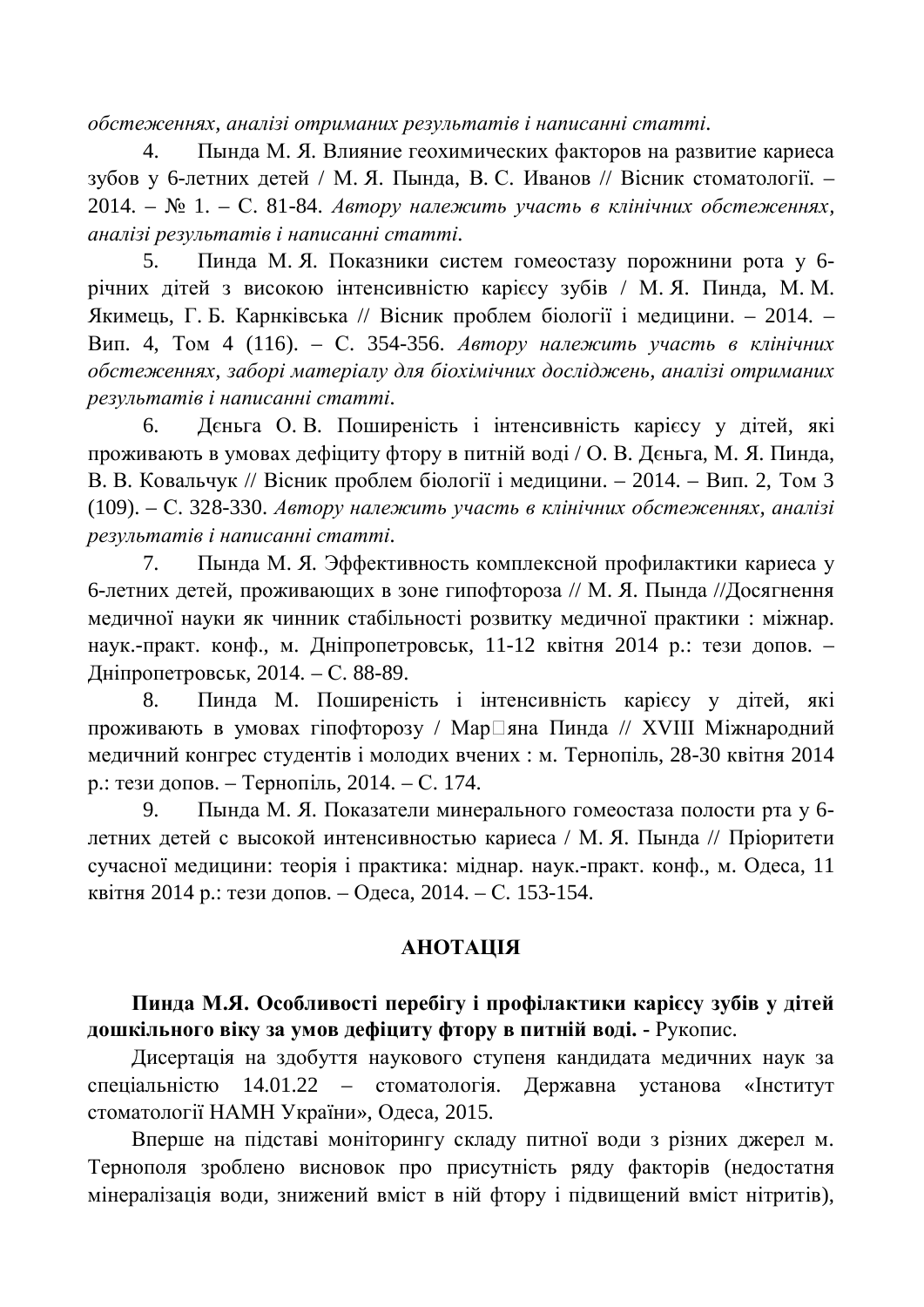*обстеженнях, аналізі отриманих результатів і написанні статті.*

4. Пында М. Я. Влияние геохимических факторов на развитие кариеса зубов у 6-летних детей / М. Я. Пында, В. С. Иванов // Вісник стоматології. – 2014. – № 1. – С. 81-84. *Автору належить участь в клінічних обстеженнях, аналізі результатів і написанні статті.*

5. Пинда М. Я. Показники систем гомеостазу порожнини рота у 6-річних дітей з високою інтенсивністю карієсу зубів / М. Я. Пинда, М. М. Якимець, Г. Б. Карнківська // Вісник проблем біології і медицини. – 2014. – Вип. 4, Том 4 (116). – С. 354-356. *Автору належить участь в клінічних обстеженнях, заборі матеріалу для біохімічних досліджень, аналізі отриманих результатів і написанні статті.*

6. Дєньга О. В. Поширеність і інтенсивність карієсу у дітей, які проживають в умовах дефіциту фтору в питній воді / О. В. Дєньга, М. Я. Пинда, В. В. Ковальчук // Вісник проблем біології і медицини. – 2014. – Вип. 2, Том 3 (109). – С. 328-330. *Автору належить участь в клінічних обстеженнях, аналізі результатів і написанні статті.*

7. Пында М. Я. Эффективность комплексной профилактики кариеса у 6-летних детей, проживающих в зоне гипофтороза // М. Я. Пында //Досягнення медичної науки як чинник стабільності розвитку медичної практики : міжнар. наук.-практ. конф., м. Дніпропетровськ, 11-12 квітня 2014 р.: тези допов. – Дніпропетровськ, 2014. – С. 88-89.

8. Пинда М. Поширеність і інтенсивність карієсу у дітей, які проживають в умовах гіпофторозу / Мар'яна Пинда // XVIII Міжнародний медичний конгрес студентів і молодих вчених : м. Тернопіль, 28-30 квітня 2014 р.: тези допов. – Тернопіль, 2014. – С. 174.

9. Пында М. Я. Показатели минерального гомеостаза полости рта у 6-летних детей с высокой интенсивностью кариеса / М. Я. Пында // Пріоритети сучасної медицини: теорія і практика: міднар. наук.-практ. конф., м. Одеса, 11 квітня 2014 р.: тези допов. – Одеса, 2014. – С. 153-154.

## АНОТАЦІЯ

**Пинда М.Я. Особливості перебігу і профілактики карієсу зубів у дітей дошкільного віку за умов дефіциту фтору в питній воді.** - Рукопис.

Дисертація на здобуття наукового ступеня кандидата медичних наук за спеціальністю 14.01.22 – стоматологія. Державна установа «Інститут стоматології НАМН України», Одеса, 2015.

Вперше на підставі моніторингу складу питної води з різних джерел м. Тернополя зроблено висновок про присутність ряду факторів (недостатня мінералізація води, знижений вміст в ній фтору і підвищений вміст нітритів),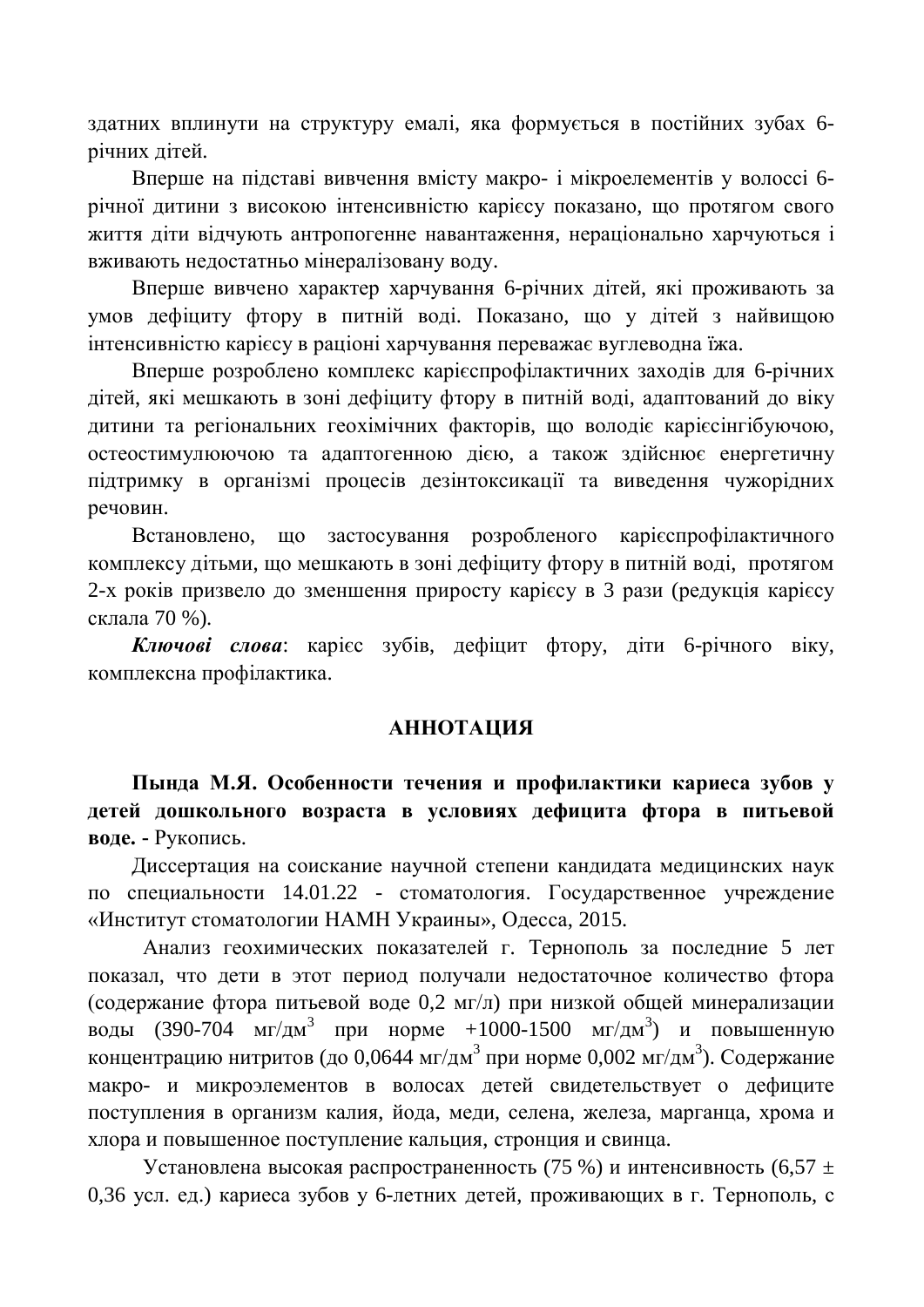здатних вплинути на структуру емалі, яка формується в постійних зубах 6-річних дітей.

Вперше на підставі вивчення вмісту макро- і мікроелементів у волоссі 6-річної дитини з високою інтенсивністю карієсу показано, що протягом свого життя діти відчують антропогенне навантаження, нераціонально харчуються і вживають недостатньо мінералізовану воду.

Вперше вивчено характер харчування 6-річних дітей, які проживають за умов дефіциту фтору в питній воді. Показано, що у дітей з найвищою інтенсивністю карієсу в раціоні харчування переважає вуглеводна їжа.

Вперше розроблено комплекс карієспрофілактичних заходів для 6-річних дітей, які мешкають в зоні дефіциту фтору в питній воді, адаптований до віку дитини та регіональних геохімічних факторів, що володіє карієсінгібуючою, остеостимулюючою та адаптогенною дією, а також здійснює енергетичну підтримку в організмі процесів дезінтоксикації та виведення чужорідних речовин.

Встановлено, що застосування розробленого карієспрофілактичного комплексу дітьми, що мешкають в зоні дефіциту фтору в питній воді, протягом 2-х років призвело до зменшення приросту карієсу в 3 рази (редукція карієсу склала 70 %).

***Ключові слова***: карієс зубів, дефіцит фтору, діти 6-річного віку, комплексна профілактика.

## АННОТАЦИЯ

**Пында М.Я. Особенности течения и профилактики кариеса зубов у детей дошкольного возраста в условиях дефицита фтора в питьевой воде.** - Рукопись.

Диссертация на соискание научной степени кандидата медицинских наук по специальности 14.01.22 - стоматология. Государственное учреждение «Институт стоматологии НАМН Украины», Одесса, 2015.

Анализ геохимических показателей г. Тернополь за последние 5 лет показал, что дети в этот период получали недостаточное количество фтора (содержание фтора питьевой воде 0,2 мг/л) при низкой общей минерализации воды (390-704 мг/дм$^3$ при норме +1000-1500 мг/дм$^3$) и повышенную концентрацию нитритов (до 0,0644 мг/дм$^3$ при норме 0,002 мг/дм$^3$). Содержание макро- и микроэлементов в волосах детей свидетельствует о дефиците поступления в организм калия, йода, меди, селена, железа, марганца, хрома и хлора и повышенное поступление кальция, стронция и свинца.

Установлена высокая распространенность (75 %) и интенсивность (6,57 ± 0,36 усл. ед.) кариеса зубов у 6-летних детей, проживающих в г. Тернополь, с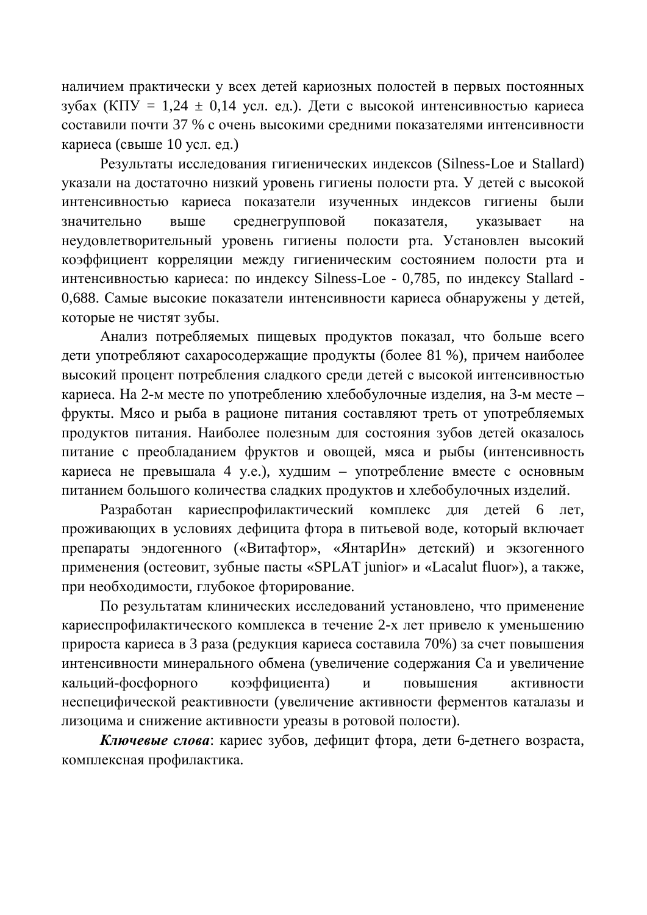наличием практически у всех детей кариозных полостей в первых постоянных зубах (КПУ = 1,24 ± 0,14 усл. ед.). Дети с высокой интенсивностью кариеса составили почти 37 % с очень высокими средними показателями интенсивности кариеса (свыше 10 усл. ед.)

Результаты исследования гигиенических индексов (Silness-Loe и Stallard) указали на достаточно низкий уровень гигиены полости рта. У детей с высокой интенсивностью кариеса показатели изученных индексов гигиены были значительно выше среднегрупповой показателя, указывает на неудовлетворительный уровень гигиены полости рта. Установлен высокий коэффициент корреляции между гигиеническим состоянием полости рта и интенсивностью кариеса: по индексу Silness-Loe - 0,785, по индексу Stallard - 0,688. Самые высокие показатели интенсивности кариеса обнаружены у детей, которые не чистят зубы.

Анализ потребляемых пищевых продуктов показал, что больше всего дети употребляют сахаросодержащие продукты (более 81 %), причем наиболее высокий процент потребления сладкого среди детей с высокой интенсивностью кариеса. На 2-м месте по употреблению хлебобулочные изделия, на 3-м месте – фрукты. Мясо и рыба в рационе питания составляют треть от употребляемых продуктов питания. Наиболее полезным для состояния зубов детей оказалось питание с преобладанием фруктов и овощей, мяса и рыбы (интенсивность кариеса не превышала 4 у.е.), худшим – употребление вместе с основным питанием большого количества сладких продуктов и хлебобулочных изделий.

Разработан кариеспрофилактический комплекс для детей 6 лет, проживающих в условиях дефицита фтора в питьевой воде, который включает препараты эндогенного («Витафтор», «ЯнтарИн» детский) и экзогенного применения (остеовит, зубные пасты «SPLAT junior» и «Lacalut fluor»), а также, при необходимости, глубокое фторирование.

По результатам клинических исследований установлено, что применение кариеспрофилактического комплекса в течение 2-х лет привело к уменьшению прироста кариеса в 3 раза (редукция кариеса составила 70%) за счет повышения интенсивности минерального обмена (увеличение содержания Са и увеличение кальций-фосфорного коэффициента) и повышения активности неспецифической реактивности (увеличение активности ферментов каталазы и лизоцима и снижение активности уреазы в ротовой полости).

***Ключевые слова***: кариес зубов, дефицит фтора, дети 6-детнего возраста, комплексная профилактика.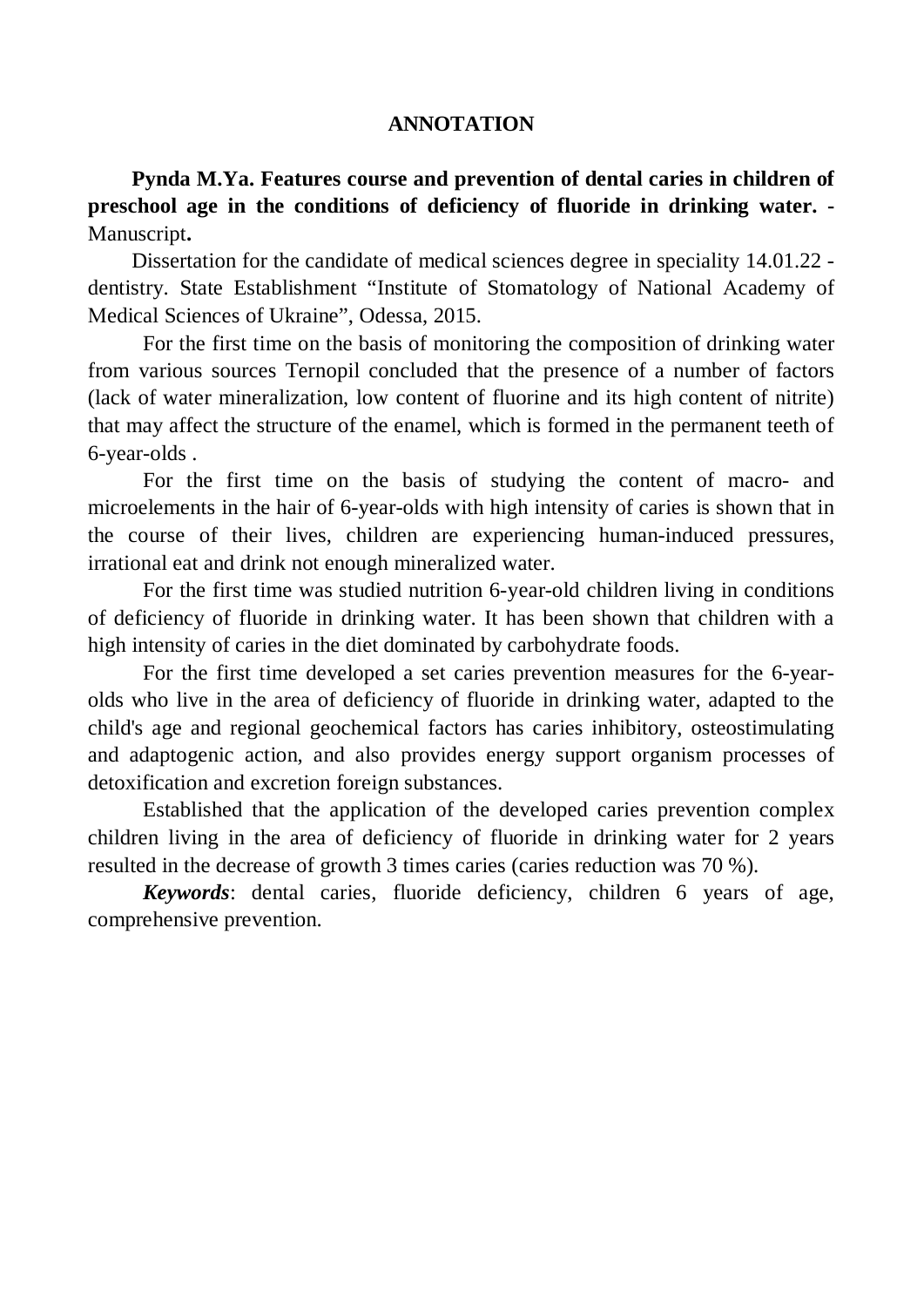## ANNOTATION

**Pynda M.Ya. Features course and prevention of dental caries in children of preschool age in the conditions of deficiency of fluoride in drinking water. -** Manuscript**.**

Dissertation for the candidate of medical sciences degree in speciality 14.01.22 - dentistry. State Establishment "Institute of Stomatology of National Academy of Medical Sciences of Ukraine", Odessa, 2015.

For the first time on the basis of monitoring the composition of drinking water from various sources Ternopil concluded that the presence of a number of factors (lack of water mineralization, low content of fluorine and its high content of nitrite) that may affect the structure of the enamel, which is formed in the permanent teeth of 6-year-olds .

For the first time on the basis of studying the content of macro- and microelements in the hair of 6-year-olds with high intensity of caries is shown that in the course of their lives, children are experiencing human-induced pressures, irrational eat and drink not enough mineralized water.

For the first time was studied nutrition 6-year-old children living in conditions of deficiency of fluoride in drinking water. It has been shown that children with a high intensity of caries in the diet dominated by carbohydrate foods.

For the first time developed a set caries prevention measures for the 6-year-olds who live in the area of deficiency of fluoride in drinking water, adapted to the child's age and regional geochemical factors has caries inhibitory, osteostimulating and adaptogenic action, and also provides energy support organism processes of detoxification and excretion foreign substances.

Established that the application of the developed caries prevention complex children living in the area of deficiency of fluoride in drinking water for 2 years resulted in the decrease of growth 3 times caries (caries reduction was 70 %).

***Keywords***: dental caries, fluoride deficiency, children 6 years of age, comprehensive prevention.